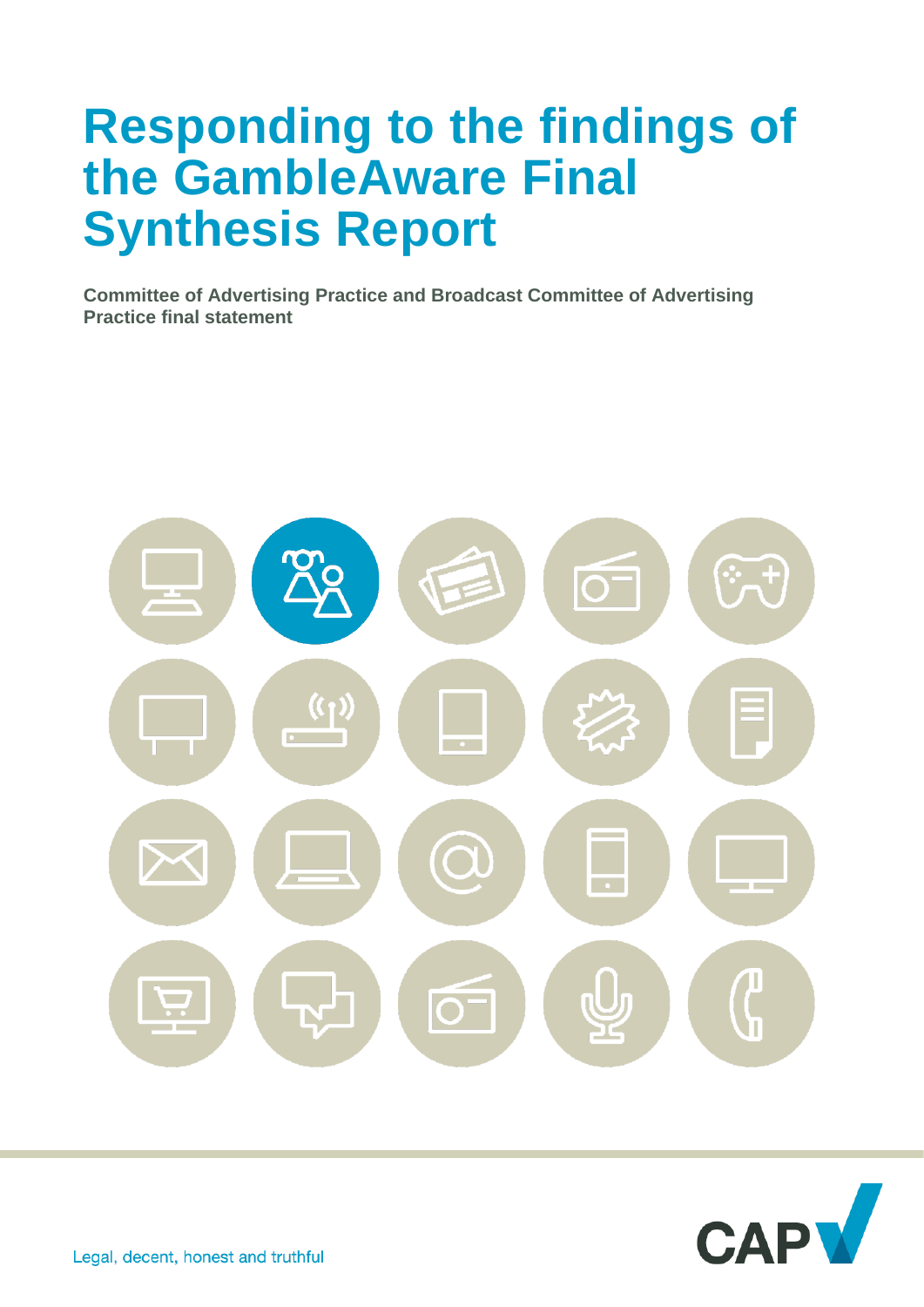# Responding to the findings of the GambleAware Final Synthesis Report

**Committee of Advertising Practice and Broadcast Committee of Advertising Practice final statement**

Legal, decent, honest and truthful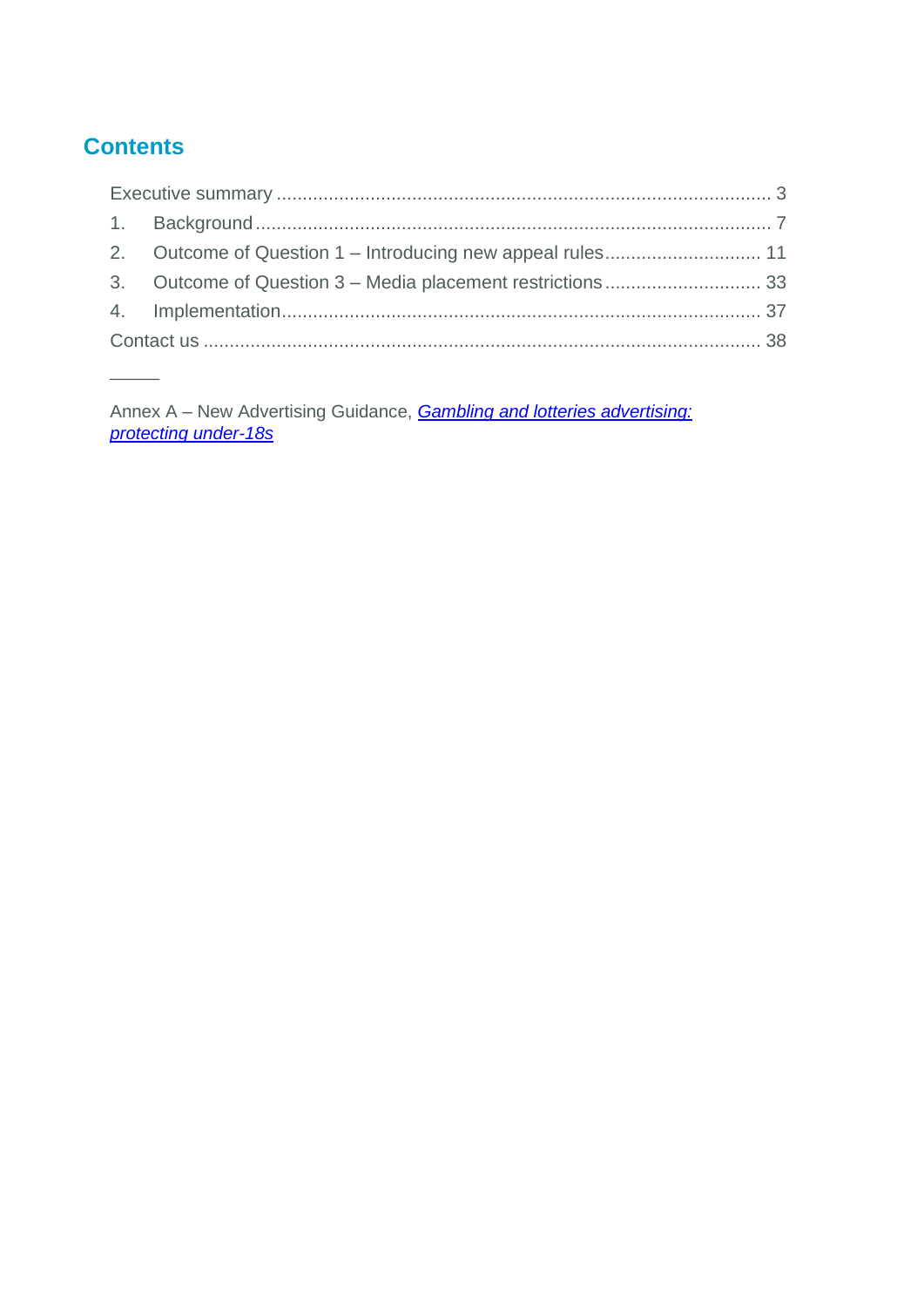## Contents

Executive summary ............................................................................................ 3

1. Background ................................................................................................ 7
2. Outcome of Question 1 – Introducing new appeal rules ............................. 11
3. Outcome of Question 3 – Media placement restrictions .............................. 33
4. Implementation.......................................................................................... 37

Contact us ........................................................................................................ 38

_____

Annex A – New Advertising Guidance, *Gambling and lotteries advertising: protecting under-18s*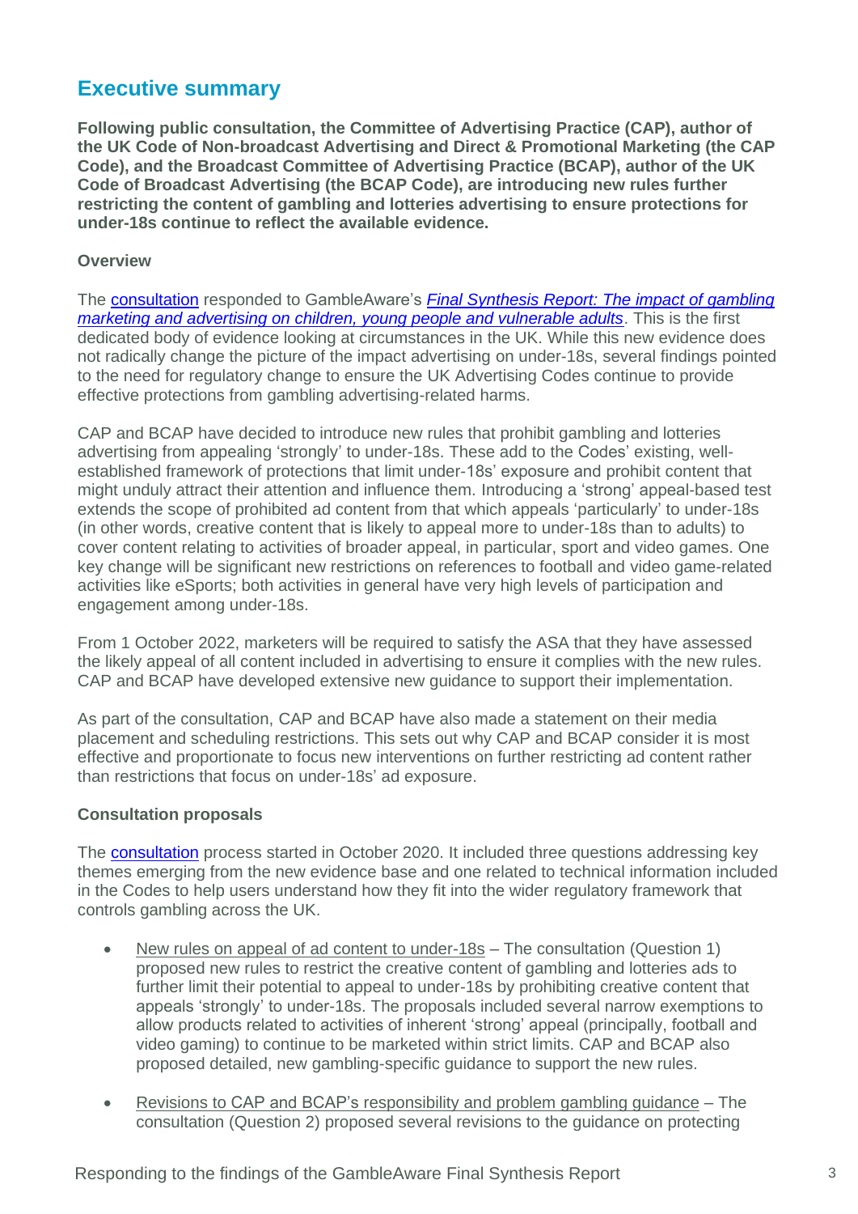## Executive summary

**Following public consultation, the Committee of Advertising Practice (CAP), author of the UK Code of Non-broadcast Advertising and Direct & Promotional Marketing (the CAP Code), and the Broadcast Committee of Advertising Practice (BCAP), author of the UK Code of Broadcast Advertising (the BCAP Code), are introducing new rules further restricting the content of gambling and lotteries advertising to ensure protections for under-18s continue to reflect the available evidence.**

**Overview**

The consultation responded to GambleAware's *Final Synthesis Report: The impact of gambling marketing and advertising on children, young people and vulnerable adults*. This is the first dedicated body of evidence looking at circumstances in the UK. While this new evidence does not radically change the picture of the impact advertising on under-18s, several findings pointed to the need for regulatory change to ensure the UK Advertising Codes continue to provide effective protections from gambling advertising-related harms.

CAP and BCAP have decided to introduce new rules that prohibit gambling and lotteries advertising from appealing 'strongly' to under-18s. These add to the Codes' existing, well-established framework of protections that limit under-18s' exposure and prohibit content that might unduly attract their attention and influence them. Introducing a 'strong' appeal-based test extends the scope of prohibited ad content from that which appeals 'particularly' to under-18s (in other words, creative content that is likely to appeal more to under-18s than to adults) to cover content relating to activities of broader appeal, in particular, sport and video games. One key change will be significant new restrictions on references to football and video game-related activities like eSports; both activities in general have very high levels of participation and engagement among under-18s.

From 1 October 2022, marketers will be required to satisfy the ASA that they have assessed the likely appeal of all content included in advertising to ensure it complies with the new rules. CAP and BCAP have developed extensive new guidance to support their implementation.

As part of the consultation, CAP and BCAP have also made a statement on their media placement and scheduling restrictions. This sets out why CAP and BCAP consider it is most effective and proportionate to focus new interventions on further restricting ad content rather than restrictions that focus on under-18s' ad exposure.

**Consultation proposals**

The consultation process started in October 2020. It included three questions addressing key themes emerging from the new evidence base and one related to technical information included in the Codes to help users understand how they fit into the wider regulatory framework that controls gambling across the UK.

- New rules on appeal of ad content to under-18s – The consultation (Question 1) proposed new rules to restrict the creative content of gambling and lotteries ads to further limit their potential to appeal to under-18s by prohibiting creative content that appeals 'strongly' to under-18s. The proposals included several narrow exemptions to allow products related to activities of inherent 'strong' appeal (principally, football and video gaming) to continue to be marketed within strict limits. CAP and BCAP also proposed detailed, new gambling-specific guidance to support the new rules.
- Revisions to CAP and BCAP's responsibility and problem gambling guidance – The consultation (Question 2) proposed several revisions to the guidance on protecting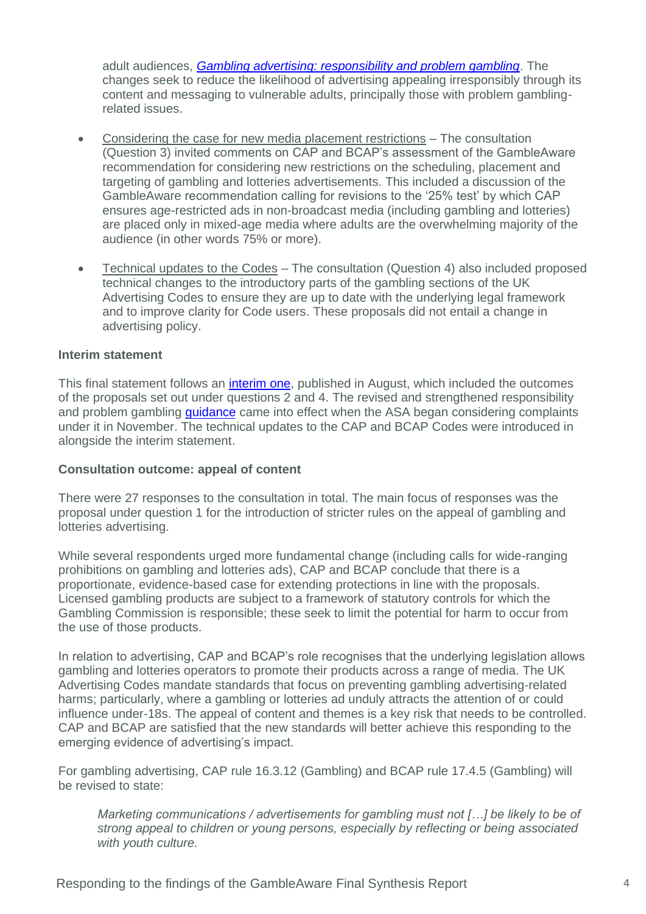adult audiences, *[Gambling advertising: responsibility and problem gambling](#)*. The changes seek to reduce the likelihood of advertising appealing irresponsibly through its content and messaging to vulnerable adults, principally those with problem gambling-related issues.

- Considering the case for new media placement restrictions – The consultation (Question 3) invited comments on CAP and BCAP's assessment of the GambleAware recommendation for considering new restrictions on the scheduling, placement and targeting of gambling and lotteries advertisements. This included a discussion of the GambleAware recommendation calling for revisions to the '25% test' by which CAP ensures age-restricted ads in non-broadcast media (including gambling and lotteries) are placed only in mixed-age media where adults are the overwhelming majority of the audience (in other words 75% or more).
- Technical updates to the Codes – The consultation (Question 4) also included proposed technical changes to the introductory parts of the gambling sections of the UK Advertising Codes to ensure they are up to date with the underlying legal framework and to improve clarity for Code users. These proposals did not entail a change in advertising policy.

**Interim statement**

This final statement follows an interim one, published in August, which included the outcomes of the proposals set out under questions 2 and 4. The revised and strengthened responsibility and problem gambling guidance came into effect when the ASA began considering complaints under it in November. The technical updates to the CAP and BCAP Codes were introduced in alongside the interim statement.

**Consultation outcome: appeal of content**

There were 27 responses to the consultation in total. The main focus of responses was the proposal under question 1 for the introduction of stricter rules on the appeal of gambling and lotteries advertising.

While several respondents urged more fundamental change (including calls for wide-ranging prohibitions on gambling and lotteries ads), CAP and BCAP conclude that there is a proportionate, evidence-based case for extending protections in line with the proposals. Licensed gambling products are subject to a framework of statutory controls for which the Gambling Commission is responsible; these seek to limit the potential for harm to occur from the use of those products.

In relation to advertising, CAP and BCAP's role recognises that the underlying legislation allows gambling and lotteries operators to promote their products across a range of media. The UK Advertising Codes mandate standards that focus on preventing gambling advertising-related harms; particularly, where a gambling or lotteries ad unduly attracts the attention of or could influence under-18s. The appeal of content and themes is a key risk that needs to be controlled. CAP and BCAP are satisfied that the new standards will better achieve this responding to the emerging evidence of advertising's impact.

For gambling advertising, CAP rule 16.3.12 (Gambling) and BCAP rule 17.4.5 (Gambling) will be revised to state:

> *Marketing communications / advertisements for gambling must not […] be likely to be of strong appeal to children or young persons, especially by reflecting or being associated with youth culture.*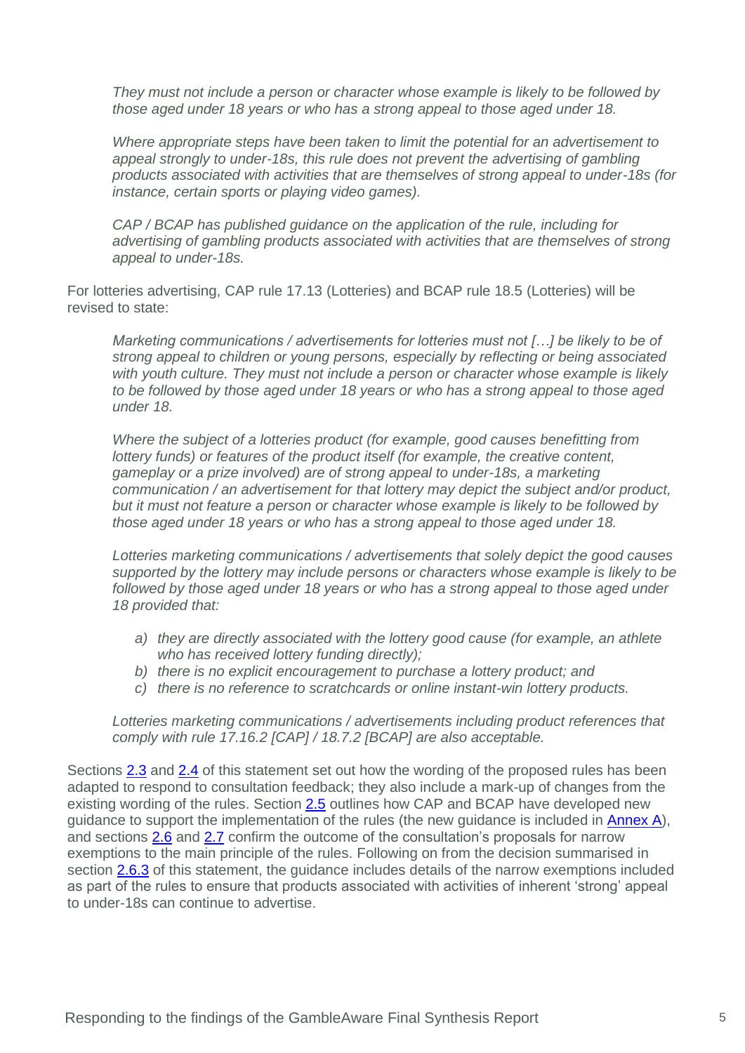> *They must not include a person or character whose example is likely to be followed by those aged under 18 years or who has a strong appeal to those aged under 18.*
>
> *Where appropriate steps have been taken to limit the potential for an advertisement to appeal strongly to under-18s, this rule does not prevent the advertising of gambling products associated with activities that are themselves of strong appeal to under-18s (for instance, certain sports or playing video games).*
>
> *CAP / BCAP has published guidance on the application of the rule, including for advertising of gambling products associated with activities that are themselves of strong appeal to under-18s.*

For lotteries advertising, CAP rule 17.13 (Lotteries) and BCAP rule 18.5 (Lotteries) will be revised to state:

> *Marketing communications / advertisements for lotteries must not […] be likely to be of strong appeal to children or young persons, especially by reflecting or being associated with youth culture. They must not include a person or character whose example is likely to be followed by those aged under 18 years or who has a strong appeal to those aged under 18.*
>
> *Where the subject of a lotteries product (for example, good causes benefitting from lottery funds) or features of the product itself (for example, the creative content, gameplay or a prize involved) are of strong appeal to under-18s, a marketing communication / an advertisement for that lottery may depict the subject and/or product, but it must not feature a person or character whose example is likely to be followed by those aged under 18 years or who has a strong appeal to those aged under 18.*
>
> *Lotteries marketing communications / advertisements that solely depict the good causes supported by the lottery may include persons or characters whose example is likely to be followed by those aged under 18 years or who has a strong appeal to those aged under 18 provided that:*
>
> *a) they are directly associated with the lottery good cause (for example, an athlete who has received lottery funding directly);*
> *b) there is no explicit encouragement to purchase a lottery product; and*
> *c) there is no reference to scratchcards or online instant-win lottery products.*
>
> *Lotteries marketing communications / advertisements including product references that comply with rule 17.16.2 [CAP] / 18.7.2 [BCAP] are also acceptable.*

Sections 2.3 and 2.4 of this statement set out how the wording of the proposed rules has been adapted to respond to consultation feedback; they also include a mark-up of changes from the existing wording of the rules. Section 2.5 outlines how CAP and BCAP have developed new guidance to support the implementation of the rules (the new guidance is included in Annex A), and sections 2.6 and 2.7 confirm the outcome of the consultation's proposals for narrow exemptions to the main principle of the rules. Following on from the decision summarised in section 2.6.3 of this statement, the guidance includes details of the narrow exemptions included as part of the rules to ensure that products associated with activities of inherent 'strong' appeal to under-18s can continue to advertise.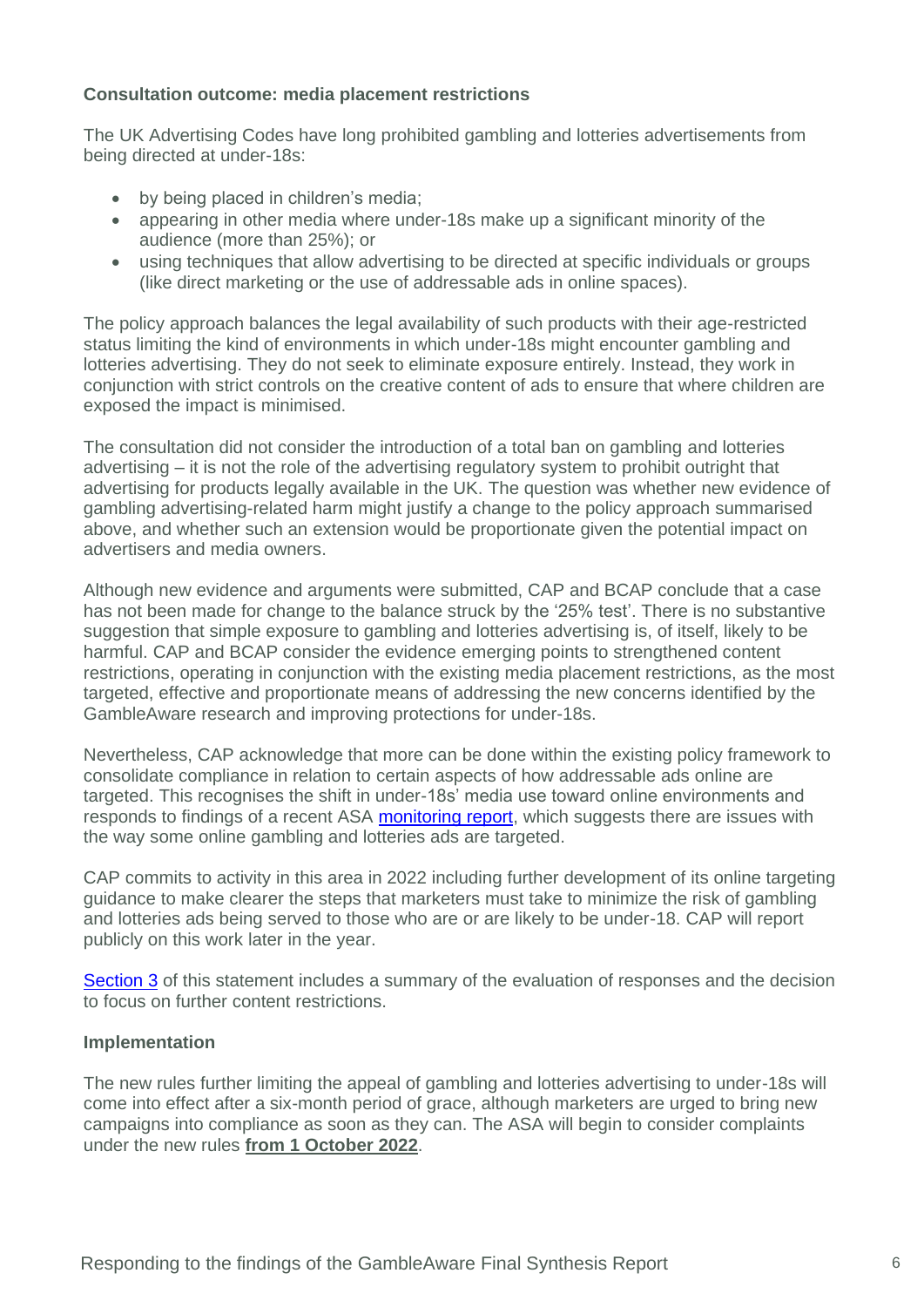**Consultation outcome: media placement restrictions**

The UK Advertising Codes have long prohibited gambling and lotteries advertisements from being directed at under-18s:

- by being placed in children's media;
- appearing in other media where under-18s make up a significant minority of the audience (more than 25%); or
- using techniques that allow advertising to be directed at specific individuals or groups (like direct marketing or the use of addressable ads in online spaces).

The policy approach balances the legal availability of such products with their age-restricted status limiting the kind of environments in which under-18s might encounter gambling and lotteries advertising. They do not seek to eliminate exposure entirely. Instead, they work in conjunction with strict controls on the creative content of ads to ensure that where children are exposed the impact is minimised.

The consultation did not consider the introduction of a total ban on gambling and lotteries advertising – it is not the role of the advertising regulatory system to prohibit outright that advertising for products legally available in the UK. The question was whether new evidence of gambling advertising-related harm might justify a change to the policy approach summarised above, and whether such an extension would be proportionate given the potential impact on advertisers and media owners.

Although new evidence and arguments were submitted, CAP and BCAP conclude that a case has not been made for change to the balance struck by the '25% test'. There is no substantive suggestion that simple exposure to gambling and lotteries advertising is, of itself, likely to be harmful. CAP and BCAP consider the evidence emerging points to strengthened content restrictions, operating in conjunction with the existing media placement restrictions, as the most targeted, effective and proportionate means of addressing the new concerns identified by the GambleAware research and improving protections for under-18s.

Nevertheless, CAP acknowledge that more can be done within the existing policy framework to consolidate compliance in relation to certain aspects of how addressable ads online are targeted. This recognises the shift in under-18s' media use toward online environments and responds to findings of a recent ASA monitoring report, which suggests there are issues with the way some online gambling and lotteries ads are targeted.

CAP commits to activity in this area in 2022 including further development of its online targeting guidance to make clearer the steps that marketers must take to minimize the risk of gambling and lotteries ads being served to those who are or are likely to be under-18. CAP will report publicly on this work later in the year.

Section 3 of this statement includes a summary of the evaluation of responses and the decision to focus on further content restrictions.

**Implementation**

The new rules further limiting the appeal of gambling and lotteries advertising to under-18s will come into effect after a six-month period of grace, although marketers are urged to bring new campaigns into compliance as soon as they can. The ASA will begin to consider complaints under the new rules **from 1 October 2022**.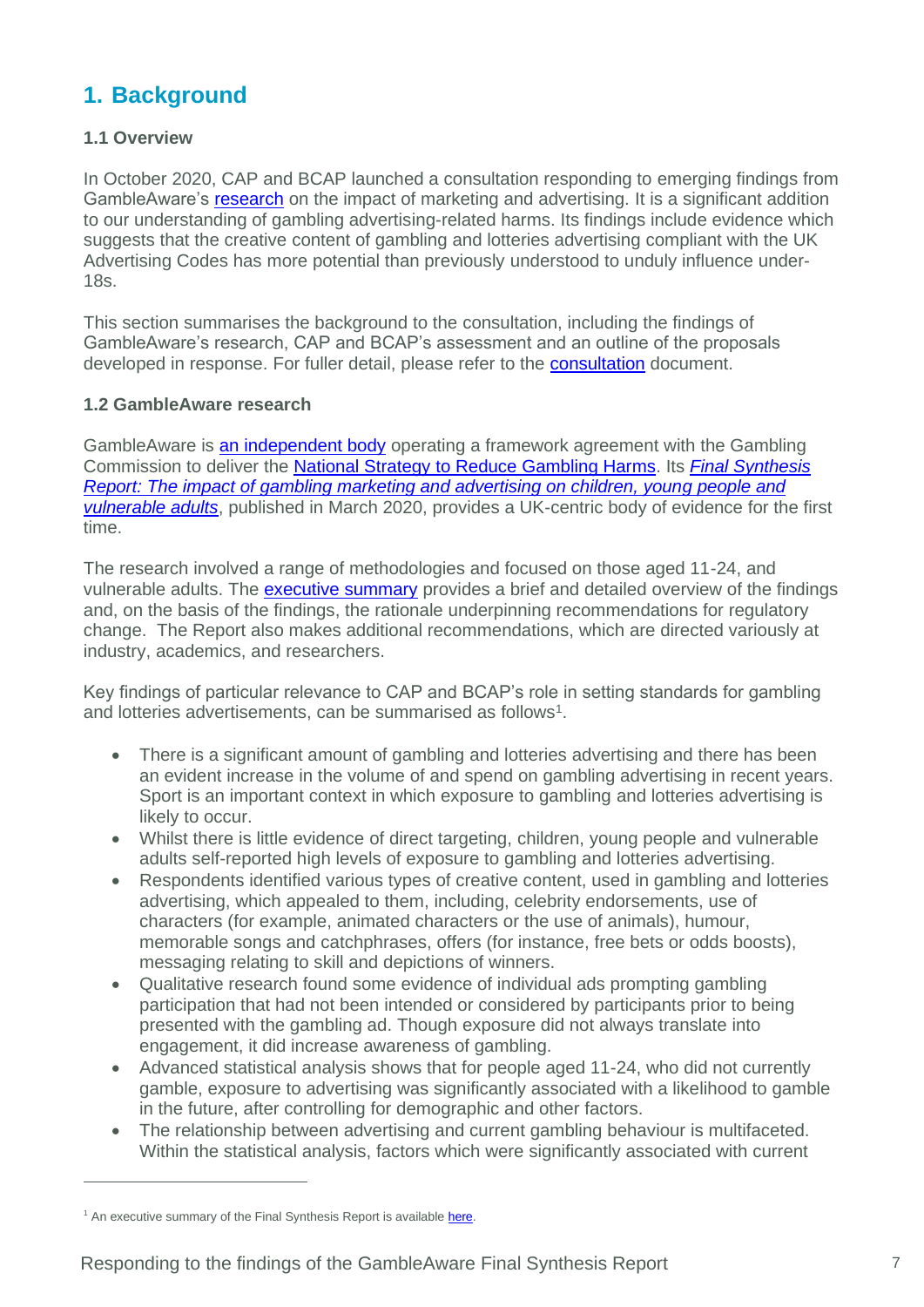# 1. Background

### 1.1 Overview

In October 2020, CAP and BCAP launched a consultation responding to emerging findings from GambleAware's research on the impact of marketing and advertising. It is a significant addition to our understanding of gambling advertising-related harms. Its findings include evidence which suggests that the creative content of gambling and lotteries advertising compliant with the UK Advertising Codes has more potential than previously understood to unduly influence under-18s.

This section summarises the background to the consultation, including the findings of GambleAware's research, CAP and BCAP's assessment and an outline of the proposals developed in response. For fuller detail, please refer to the consultation document.

### 1.2 GambleAware research

GambleAware is an independent body operating a framework agreement with the Gambling Commission to deliver the National Strategy to Reduce Gambling Harms. Its *Final Synthesis Report: The impact of gambling marketing and advertising on children, young people and vulnerable adults*, published in March 2020, provides a UK-centric body of evidence for the first time.

The research involved a range of methodologies and focused on those aged 11-24, and vulnerable adults. The executive summary provides a brief and detailed overview of the findings and, on the basis of the findings, the rationale underpinning recommendations for regulatory change. The Report also makes additional recommendations, which are directed variously at industry, academics, and researchers.

Key findings of particular relevance to CAP and BCAP's role in setting standards for gambling and lotteries advertisements, can be summarised as follows[1].

- There is a significant amount of gambling and lotteries advertising and there has been an evident increase in the volume of and spend on gambling advertising in recent years. Sport is an important context in which exposure to gambling and lotteries advertising is likely to occur.
- Whilst there is little evidence of direct targeting, children, young people and vulnerable adults self-reported high levels of exposure to gambling and lotteries advertising.
- Respondents identified various types of creative content, used in gambling and lotteries advertising, which appealed to them, including, celebrity endorsements, use of characters (for example, animated characters or the use of animals), humour, memorable songs and catchphrases, offers (for instance, free bets or odds boosts), messaging relating to skill and depictions of winners.
- Qualitative research found some evidence of individual ads prompting gambling participation that had not been intended or considered by participants prior to being presented with the gambling ad. Though exposure did not always translate into engagement, it did increase awareness of gambling.
- Advanced statistical analysis shows that for people aged 11-24, who did not currently gamble, exposure to advertising was significantly associated with a likelihood to gamble in the future, after controlling for demographic and other factors.
- The relationship between advertising and current gambling behaviour is multifaceted. Within the statistical analysis, factors which were significantly associated with current

[1] An executive summary of the Final Synthesis Report is available here.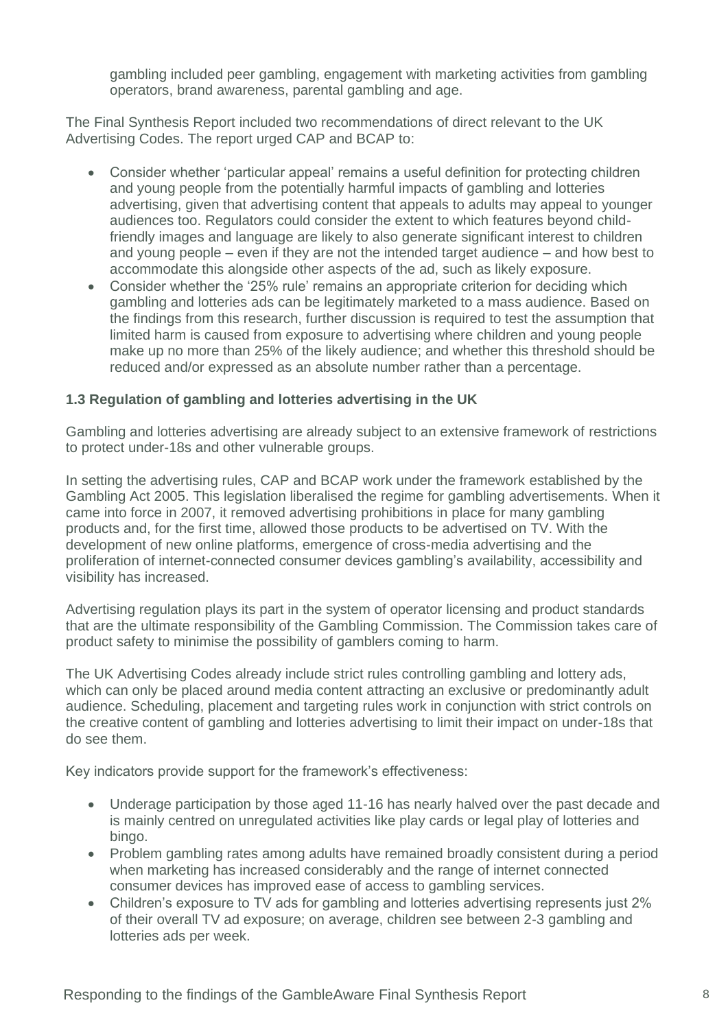gambling included peer gambling, engagement with marketing activities from gambling operators, brand awareness, parental gambling and age.

The Final Synthesis Report included two recommendations of direct relevant to the UK Advertising Codes. The report urged CAP and BCAP to:

- Consider whether 'particular appeal' remains a useful definition for protecting children and young people from the potentially harmful impacts of gambling and lotteries advertising, given that advertising content that appeals to adults may appeal to younger audiences too. Regulators could consider the extent to which features beyond child-friendly images and language are likely to also generate significant interest to children and young people – even if they are not the intended target audience – and how best to accommodate this alongside other aspects of the ad, such as likely exposure.
- Consider whether the '25% rule' remains an appropriate criterion for deciding which gambling and lotteries ads can be legitimately marketed to a mass audience. Based on the findings from this research, further discussion is required to test the assumption that limited harm is caused from exposure to advertising where children and young people make up no more than 25% of the likely audience; and whether this threshold should be reduced and/or expressed as an absolute number rather than a percentage.

### 1.3 Regulation of gambling and lotteries advertising in the UK

Gambling and lotteries advertising are already subject to an extensive framework of restrictions to protect under-18s and other vulnerable groups.

In setting the advertising rules, CAP and BCAP work under the framework established by the Gambling Act 2005. This legislation liberalised the regime for gambling advertisements. When it came into force in 2007, it removed advertising prohibitions in place for many gambling products and, for the first time, allowed those products to be advertised on TV. With the development of new online platforms, emergence of cross-media advertising and the proliferation of internet-connected consumer devices gambling's availability, accessibility and visibility has increased.

Advertising regulation plays its part in the system of operator licensing and product standards that are the ultimate responsibility of the Gambling Commission. The Commission takes care of product safety to minimise the possibility of gamblers coming to harm.

The UK Advertising Codes already include strict rules controlling gambling and lottery ads, which can only be placed around media content attracting an exclusive or predominantly adult audience. Scheduling, placement and targeting rules work in conjunction with strict controls on the creative content of gambling and lotteries advertising to limit their impact on under-18s that do see them.

Key indicators provide support for the framework's effectiveness:

- Underage participation by those aged 11-16 has nearly halved over the past decade and is mainly centred on unregulated activities like play cards or legal play of lotteries and bingo.
- Problem gambling rates among adults have remained broadly consistent during a period when marketing has increased considerably and the range of internet connected consumer devices has improved ease of access to gambling services.
- Children's exposure to TV ads for gambling and lotteries advertising represents just 2% of their overall TV ad exposure; on average, children see between 2-3 gambling and lotteries ads per week.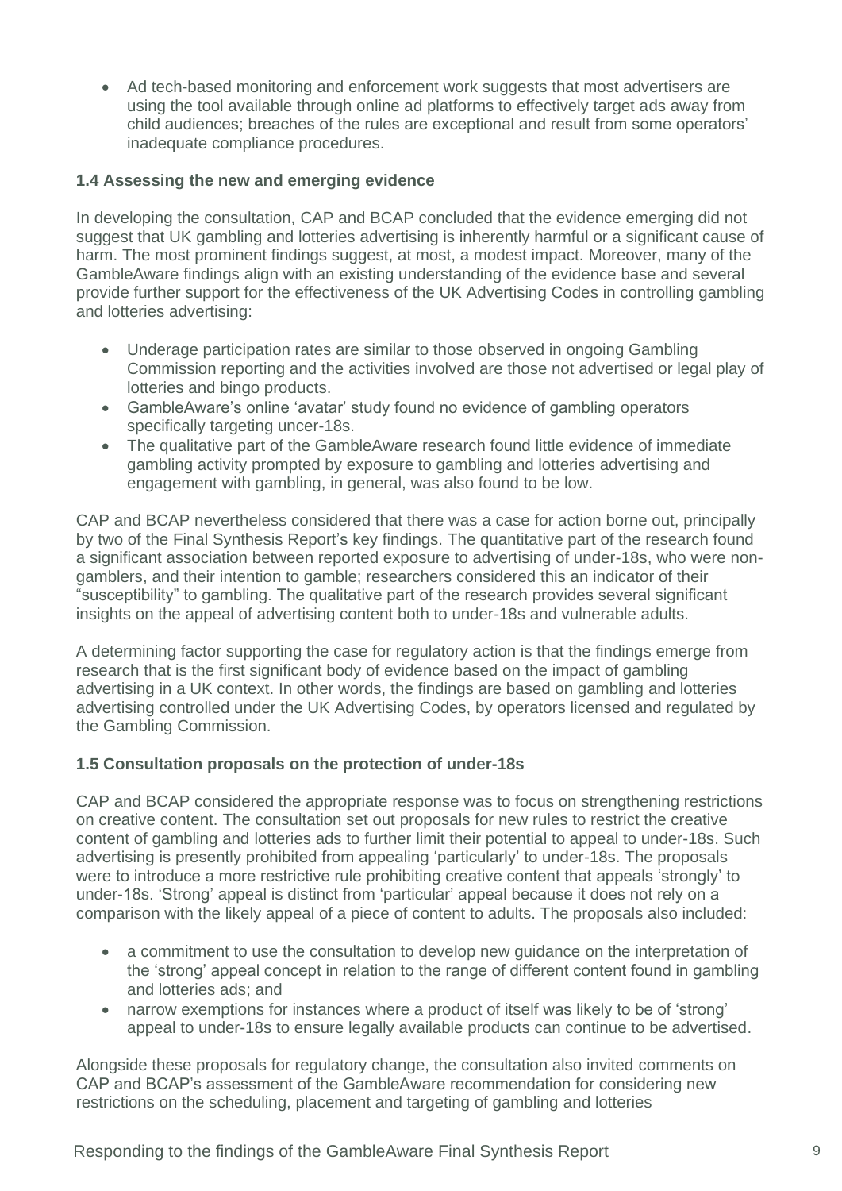- Ad tech-based monitoring and enforcement work suggests that most advertisers are using the tool available through online ad platforms to effectively target ads away from child audiences; breaches of the rules are exceptional and result from some operators' inadequate compliance procedures.

### 1.4 Assessing the new and emerging evidence

In developing the consultation, CAP and BCAP concluded that the evidence emerging did not suggest that UK gambling and lotteries advertising is inherently harmful or a significant cause of harm. The most prominent findings suggest, at most, a modest impact. Moreover, many of the GambleAware findings align with an existing understanding of the evidence base and several provide further support for the effectiveness of the UK Advertising Codes in controlling gambling and lotteries advertising:

- Underage participation rates are similar to those observed in ongoing Gambling Commission reporting and the activities involved are those not advertised or legal play of lotteries and bingo products.
- GambleAware's online 'avatar' study found no evidence of gambling operators specifically targeting uncer-18s.
- The qualitative part of the GambleAware research found little evidence of immediate gambling activity prompted by exposure to gambling and lotteries advertising and engagement with gambling, in general, was also found to be low.

CAP and BCAP nevertheless considered that there was a case for action borne out, principally by two of the Final Synthesis Report's key findings. The quantitative part of the research found a significant association between reported exposure to advertising of under-18s, who were non-gamblers, and their intention to gamble; researchers considered this an indicator of their "susceptibility" to gambling. The qualitative part of the research provides several significant insights on the appeal of advertising content both to under-18s and vulnerable adults.

A determining factor supporting the case for regulatory action is that the findings emerge from research that is the first significant body of evidence based on the impact of gambling advertising in a UK context. In other words, the findings are based on gambling and lotteries advertising controlled under the UK Advertising Codes, by operators licensed and regulated by the Gambling Commission.

### 1.5 Consultation proposals on the protection of under-18s

CAP and BCAP considered the appropriate response was to focus on strengthening restrictions on creative content. The consultation set out proposals for new rules to restrict the creative content of gambling and lotteries ads to further limit their potential to appeal to under-18s. Such advertising is presently prohibited from appealing 'particularly' to under-18s. The proposals were to introduce a more restrictive rule prohibiting creative content that appeals 'strongly' to under-18s. 'Strong' appeal is distinct from 'particular' appeal because it does not rely on a comparison with the likely appeal of a piece of content to adults. The proposals also included:

- a commitment to use the consultation to develop new guidance on the interpretation of the 'strong' appeal concept in relation to the range of different content found in gambling and lotteries ads; and
- narrow exemptions for instances where a product of itself was likely to be of 'strong' appeal to under-18s to ensure legally available products can continue to be advertised.

Alongside these proposals for regulatory change, the consultation also invited comments on CAP and BCAP's assessment of the GambleAware recommendation for considering new restrictions on the scheduling, placement and targeting of gambling and lotteries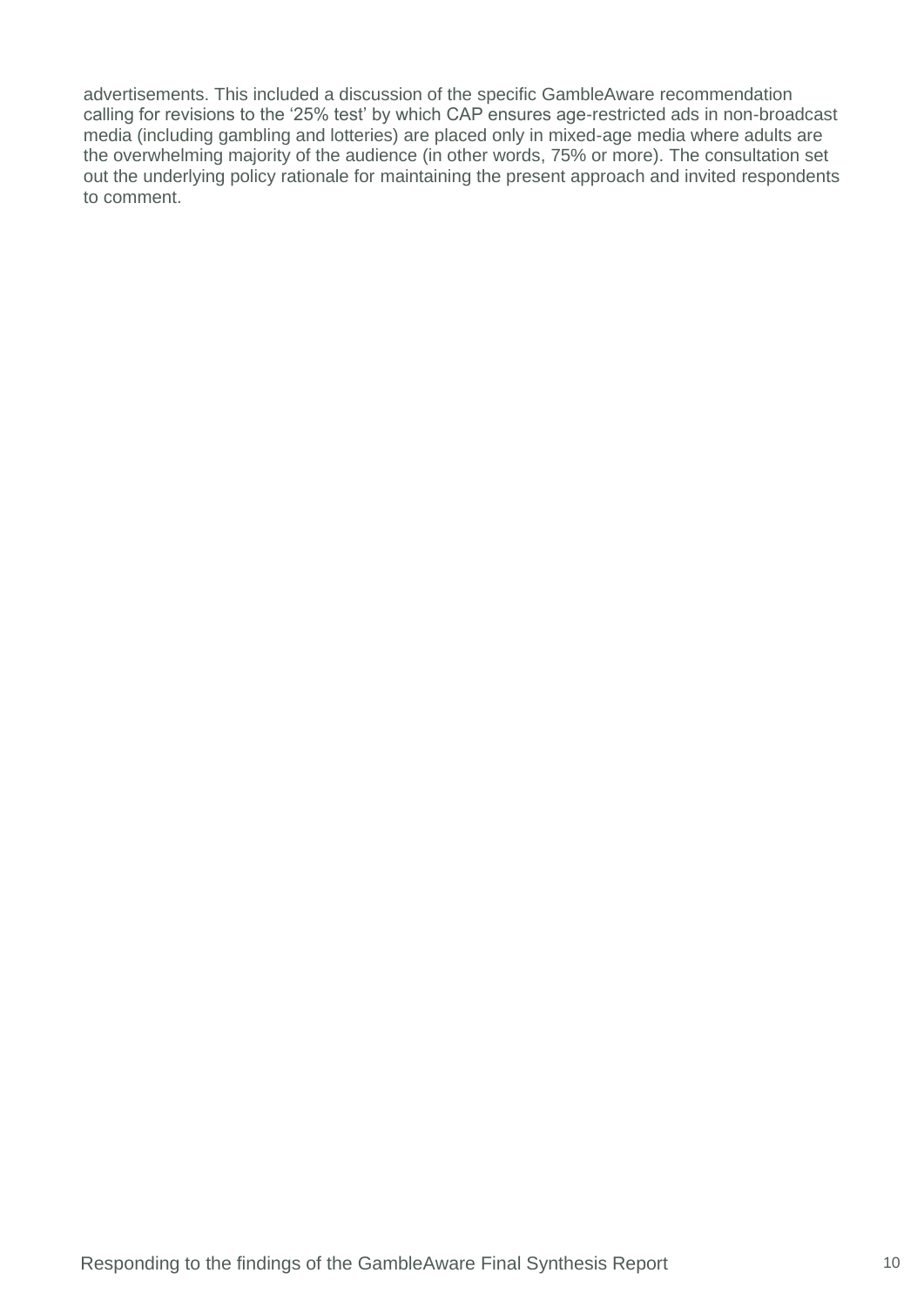advertisements. This included a discussion of the specific GambleAware recommendation calling for revisions to the '25% test' by which CAP ensures age-restricted ads in non-broadcast media (including gambling and lotteries) are placed only in mixed-age media where adults are the overwhelming majority of the audience (in other words, 75% or more). The consultation set out the underlying policy rationale for maintaining the present approach and invited respondents to comment.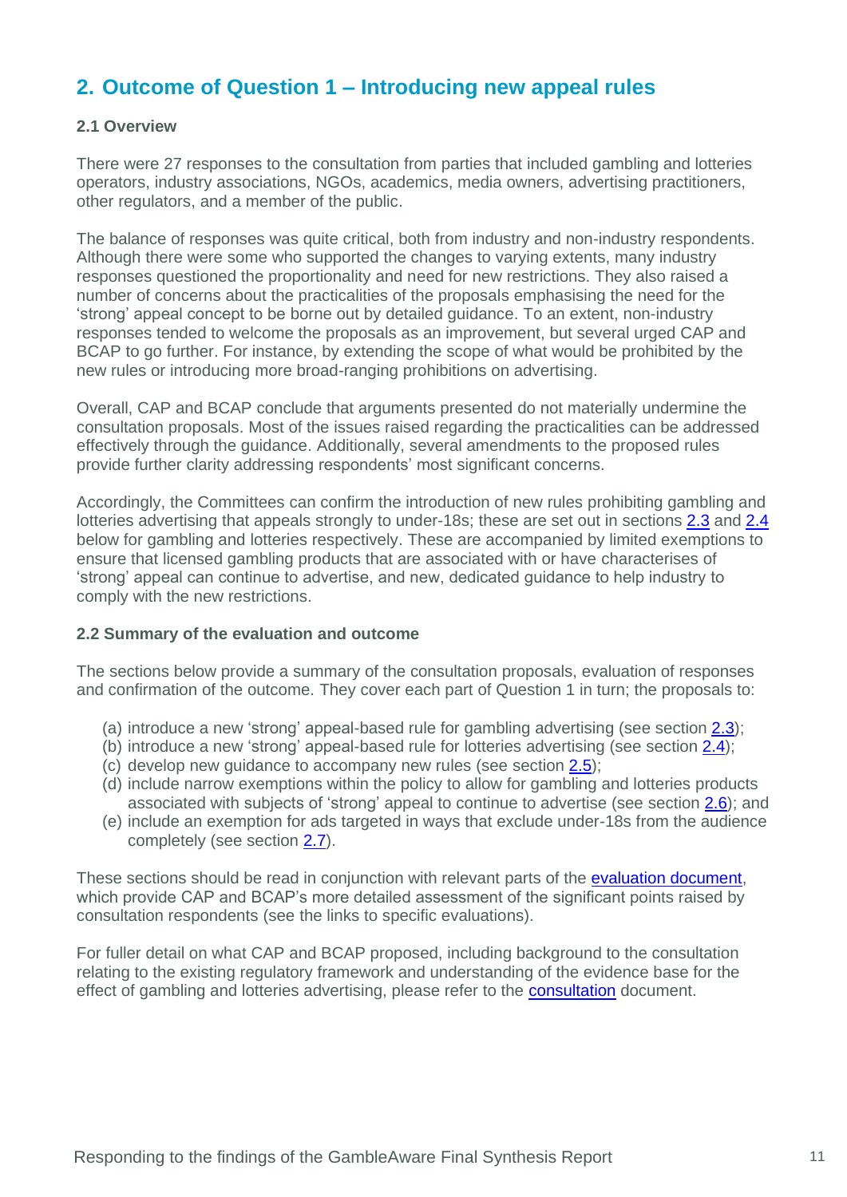## 2. Outcome of Question 1 – Introducing new appeal rules

### 2.1 Overview

There were 27 responses to the consultation from parties that included gambling and lotteries operators, industry associations, NGOs, academics, media owners, advertising practitioners, other regulators, and a member of the public.

The balance of responses was quite critical, both from industry and non-industry respondents. Although there were some who supported the changes to varying extents, many industry responses questioned the proportionality and need for new restrictions. They also raised a number of concerns about the practicalities of the proposals emphasising the need for the 'strong' appeal concept to be borne out by detailed guidance. To an extent, non-industry responses tended to welcome the proposals as an improvement, but several urged CAP and BCAP to go further. For instance, by extending the scope of what would be prohibited by the new rules or introducing more broad-ranging prohibitions on advertising.

Overall, CAP and BCAP conclude that arguments presented do not materially undermine the consultation proposals. Most of the issues raised regarding the practicalities can be addressed effectively through the guidance. Additionally, several amendments to the proposed rules provide further clarity addressing respondents' most significant concerns.

Accordingly, the Committees can confirm the introduction of new rules prohibiting gambling and lotteries advertising that appeals strongly to under-18s; these are set out in sections 2.3 and 2.4 below for gambling and lotteries respectively. These are accompanied by limited exemptions to ensure that licensed gambling products that are associated with or have characterises of 'strong' appeal can continue to advertise, and new, dedicated guidance to help industry to comply with the new restrictions.

### 2.2 Summary of the evaluation and outcome

The sections below provide a summary of the consultation proposals, evaluation of responses and confirmation of the outcome. They cover each part of Question 1 in turn; the proposals to:

(a) introduce a new 'strong' appeal-based rule for gambling advertising (see section 2.3);
(b) introduce a new 'strong' appeal-based rule for lotteries advertising (see section 2.4);
(c) develop new guidance to accompany new rules (see section 2.5);
(d) include narrow exemptions within the policy to allow for gambling and lotteries products associated with subjects of 'strong' appeal to continue to advertise (see section 2.6); and
(e) include an exemption for ads targeted in ways that exclude under-18s from the audience completely (see section 2.7).

These sections should be read in conjunction with relevant parts of the evaluation document, which provide CAP and BCAP's more detailed assessment of the significant points raised by consultation respondents (see the links to specific evaluations).

For fuller detail on what CAP and BCAP proposed, including background to the consultation relating to the existing regulatory framework and understanding of the evidence base for the effect of gambling and lotteries advertising, please refer to the consultation document.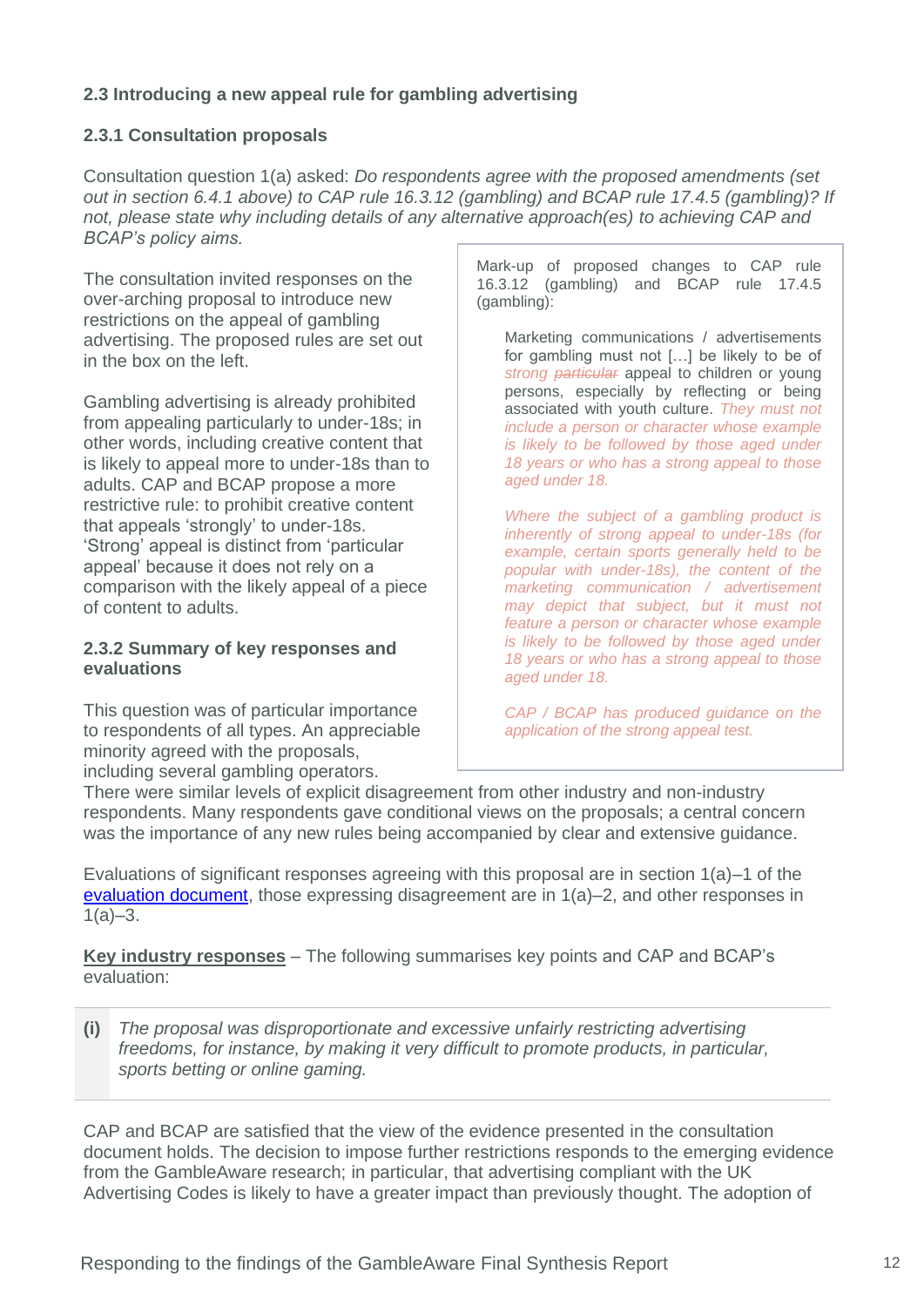### 2.3 Introducing a new appeal rule for gambling advertising

#### 2.3.1 Consultation proposals

Consultation question 1(a) asked: *Do respondents agree with the proposed amendments (set out in section 6.4.1 above) to CAP rule 16.3.12 (gambling) and BCAP rule 17.4.5 (gambling)? If not, please state why including details of any alternative approach(es) to achieving CAP and BCAP's policy aims.*

The consultation invited responses on the over-arching proposal to introduce new restrictions on the appeal of gambling advertising. The proposed rules are set out in the box on the left.

> Mark-up of proposed changes to CAP rule 16.3.12 (gambling) and BCAP rule 17.4.5 (gambling):
>
> Marketing communications / advertisements for gambling must not […] be likely to be of *strong* ~~particular~~ appeal to children or young persons, especially by reflecting or being associated with youth culture. *They must not include a person or character whose example is likely to be followed by those aged under 18 years or who has a strong appeal to those aged under 18.*
>
> *Where the subject of a gambling product is inherently of strong appeal to under-18s (for example, certain sports generally held to be popular with under-18s), the content of the marketing communication / advertisement may depict that subject, but it must not feature a person or character whose example is likely to be followed by those aged under 18 years or who has a strong appeal to those aged under 18.*
>
> *CAP / BCAP has produced guidance on the application of the strong appeal test.*

Gambling advertising is already prohibited from appealing particularly to under-18s; in other words, including creative content that is likely to appeal more to under-18s than to adults. CAP and BCAP propose a more restrictive rule: to prohibit creative content that appeals 'strongly' to under-18s. 'Strong' appeal is distinct from 'particular appeal' because it does not rely on a comparison with the likely appeal of a piece of content to adults.

#### 2.3.2 Summary of key responses and evaluations

This question was of particular importance to respondents of all types. An appreciable minority agreed with the proposals, including several gambling operators. There were similar levels of explicit disagreement from other industry and non-industry respondents. Many respondents gave conditional views on the proposals; a central concern was the importance of any new rules being accompanied by clear and extensive guidance.

Evaluations of significant responses agreeing with this proposal are in section 1(a)–1 of the evaluation document, those expressing disagreement are in 1(a)–2, and other responses in 1(a)–3.

**Key industry responses** – The following summarises key points and CAP and BCAP's evaluation:

**(i)** *The proposal was disproportionate and excessive unfairly restricting advertising freedoms, for instance, by making it very difficult to promote products, in particular, sports betting or online gaming.*

CAP and BCAP are satisfied that the view of the evidence presented in the consultation document holds. The decision to impose further restrictions responds to the emerging evidence from the GambleAware research; in particular, that advertising compliant with the UK Advertising Codes is likely to have a greater impact than previously thought. The adoption of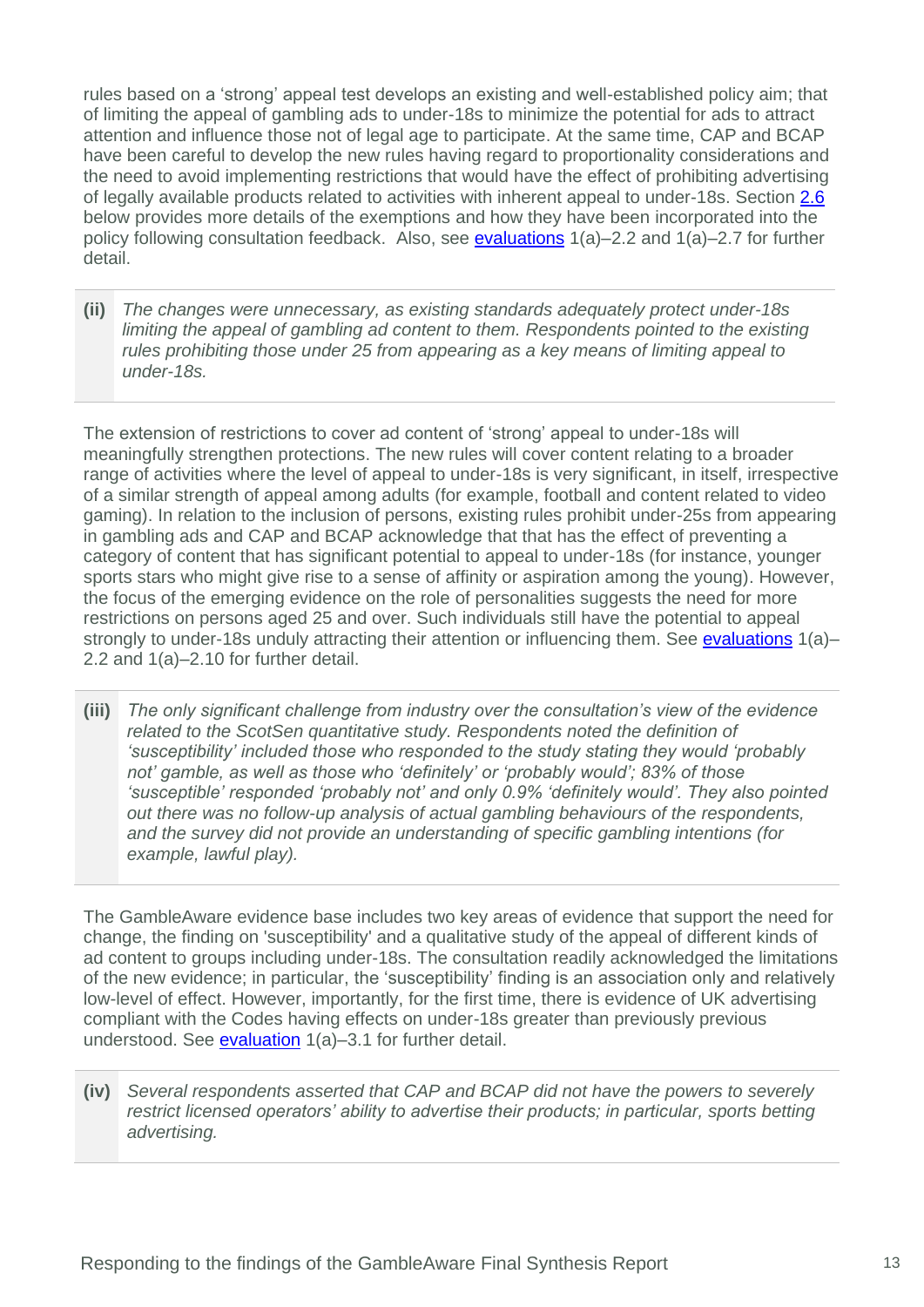rules based on a 'strong' appeal test develops an existing and well-established policy aim; that of limiting the appeal of gambling ads to under-18s to minimize the potential for ads to attract attention and influence those not of legal age to participate. At the same time, CAP and BCAP have been careful to develop the new rules having regard to proportionality considerations and the need to avoid implementing restrictions that would have the effect of prohibiting advertising of legally available products related to activities with inherent appeal to under-18s. Section 2.6 below provides more details of the exemptions and how they have been incorporated into the policy following consultation feedback. Also, see evaluations 1(a)–2.2 and 1(a)–2.7 for further detail.

**(ii)** *The changes were unnecessary, as existing standards adequately protect under-18s limiting the appeal of gambling ad content to them. Respondents pointed to the existing rules prohibiting those under 25 from appearing as a key means of limiting appeal to under-18s.*

The extension of restrictions to cover ad content of 'strong' appeal to under-18s will meaningfully strengthen protections. The new rules will cover content relating to a broader range of activities where the level of appeal to under-18s is very significant, in itself, irrespective of a similar strength of appeal among adults (for example, football and content related to video gaming). In relation to the inclusion of persons, existing rules prohibit under-25s from appearing in gambling ads and CAP and BCAP acknowledge that that has the effect of preventing a category of content that has significant potential to appeal to under-18s (for instance, younger sports stars who might give rise to a sense of affinity or aspiration among the young). However, the focus of the emerging evidence on the role of personalities suggests the need for more restrictions on persons aged 25 and over. Such individuals still have the potential to appeal strongly to under-18s unduly attracting their attention or influencing them. See evaluations 1(a)–2.2 and 1(a)–2.10 for further detail.

**(iii)** *The only significant challenge from industry over the consultation's view of the evidence related to the ScotSen quantitative study. Respondents noted the definition of 'susceptibility' included those who responded to the study stating they would 'probably not' gamble, as well as those who 'definitely' or 'probably would'; 83% of those 'susceptible' responded 'probably not' and only 0.9% 'definitely would'. They also pointed out there was no follow-up analysis of actual gambling behaviours of the respondents, and the survey did not provide an understanding of specific gambling intentions (for example, lawful play).*

The GambleAware evidence base includes two key areas of evidence that support the need for change, the finding on 'susceptibility' and a qualitative study of the appeal of different kinds of ad content to groups including under-18s. The consultation readily acknowledged the limitations of the new evidence; in particular, the 'susceptibility' finding is an association only and relatively low-level of effect. However, importantly, for the first time, there is evidence of UK advertising compliant with the Codes having effects on under-18s greater than previously previous understood. See evaluation 1(a)–3.1 for further detail.

**(iv)** *Several respondents asserted that CAP and BCAP did not have the powers to severely restrict licensed operators' ability to advertise their products; in particular, sports betting advertising.*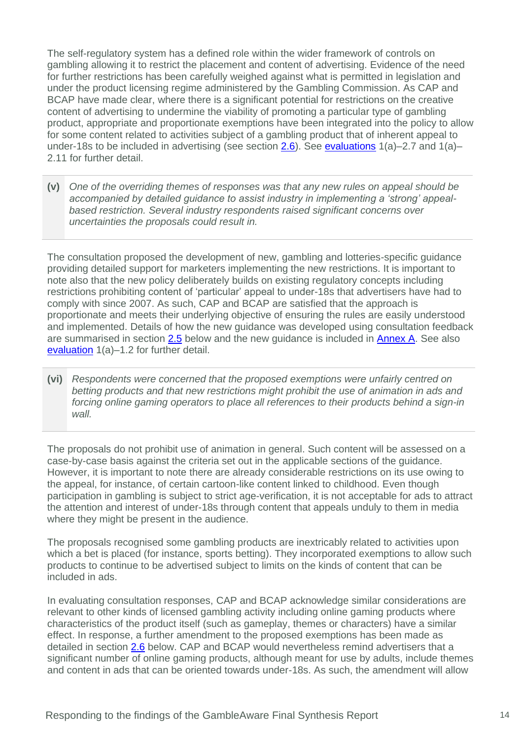The self-regulatory system has a defined role within the wider framework of controls on gambling allowing it to restrict the placement and content of advertising. Evidence of the need for further restrictions has been carefully weighed against what is permitted in legislation and under the product licensing regime administered by the Gambling Commission. As CAP and BCAP have made clear, where there is a significant potential for restrictions on the creative content of advertising to undermine the viability of promoting a particular type of gambling product, appropriate and proportionate exemptions have been integrated into the policy to allow for some content related to activities subject of a gambling product that of inherent appeal to under-18s to be included in advertising (see section 2.6). See evaluations 1(a)–2.7 and 1(a)–2.11 for further detail.

| | |
|---|---|
| **(v)** | *One of the overriding themes of responses was that any new rules on appeal should be accompanied by detailed guidance to assist industry in implementing a 'strong' appeal-based restriction. Several industry respondents raised significant concerns over uncertainties the proposals could result in.* |

The consultation proposed the development of new, gambling and lotteries-specific guidance providing detailed support for marketers implementing the new restrictions. It is important to note also that the new policy deliberately builds on existing regulatory concepts including restrictions prohibiting content of 'particular' appeal to under-18s that advertisers have had to comply with since 2007. As such, CAP and BCAP are satisfied that the approach is proportionate and meets their underlying objective of ensuring the rules are easily understood and implemented. Details of how the new guidance was developed using consultation feedback are summarised in section 2.5 below and the new guidance is included in Annex A. See also evaluation 1(a)–1.2 for further detail.

| | |
|---|---|
| **(vi)** | *Respondents were concerned that the proposed exemptions were unfairly centred on betting products and that new restrictions might prohibit the use of animation in ads and forcing online gaming operators to place all references to their products behind a sign-in wall.* |

The proposals do not prohibit use of animation in general. Such content will be assessed on a case-by-case basis against the criteria set out in the applicable sections of the guidance. However, it is important to note there are already considerable restrictions on its use owing to the appeal, for instance, of certain cartoon-like content linked to childhood. Even though participation in gambling is subject to strict age-verification, it is not acceptable for ads to attract the attention and interest of under-18s through content that appeals unduly to them in media where they might be present in the audience.

The proposals recognised some gambling products are inextricably related to activities upon which a bet is placed (for instance, sports betting). They incorporated exemptions to allow such products to continue to be advertised subject to limits on the kinds of content that can be included in ads.

In evaluating consultation responses, CAP and BCAP acknowledge similar considerations are relevant to other kinds of licensed gambling activity including online gaming products where characteristics of the product itself (such as gameplay, themes or characters) have a similar effect. In response, a further amendment to the proposed exemptions has been made as detailed in section 2.6 below. CAP and BCAP would nevertheless remind advertisers that a significant number of online gaming products, although meant for use by adults, include themes and content in ads that can be oriented towards under-18s. As such, the amendment will allow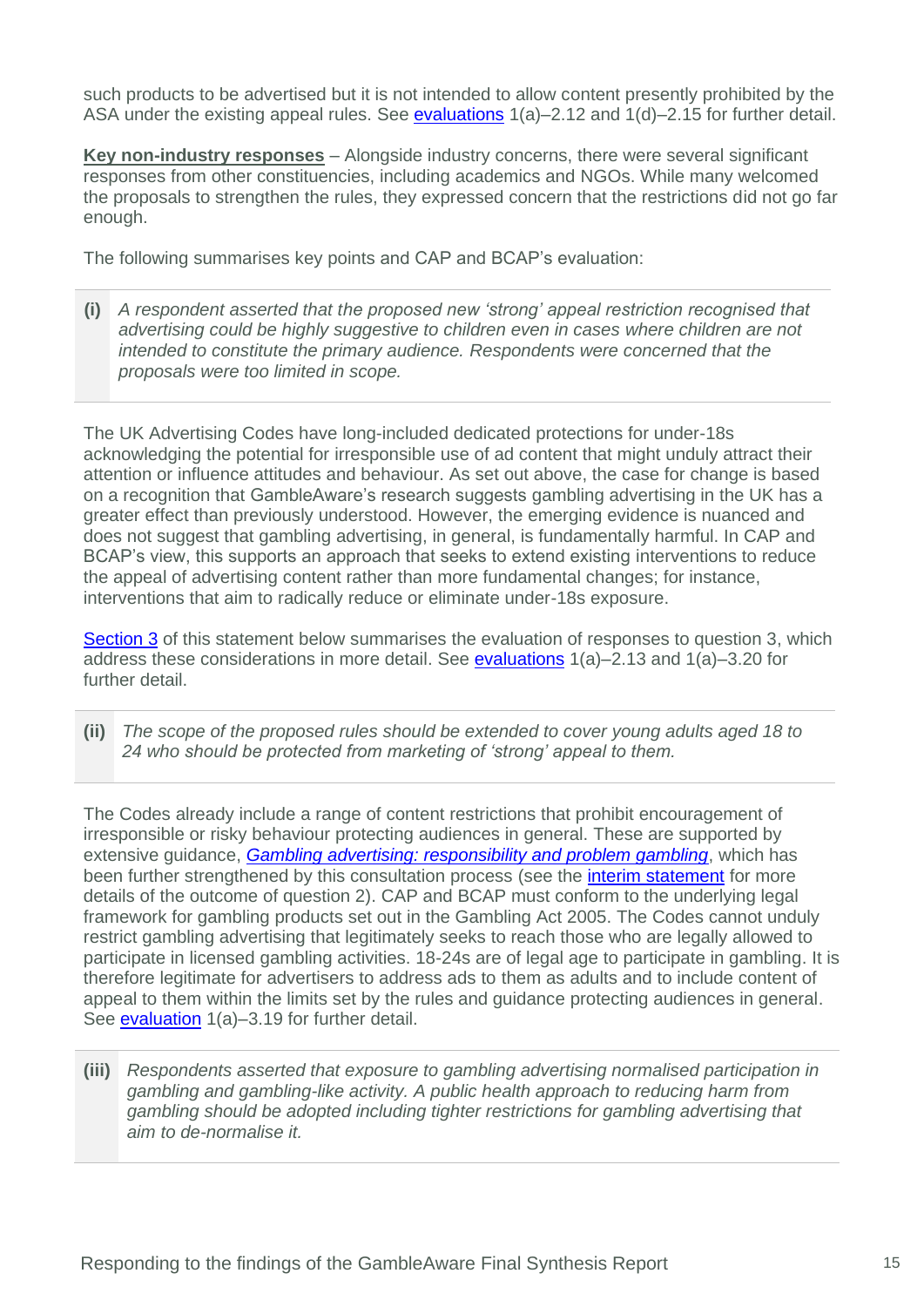such products to be advertised but it is not intended to allow content presently prohibited by the ASA under the existing appeal rules. See evaluations 1(a)–2.12 and 1(d)–2.15 for further detail.

**Key non-industry responses** – Alongside industry concerns, there were several significant responses from other constituencies, including academics and NGOs. While many welcomed the proposals to strengthen the rules, they expressed concern that the restrictions did not go far enough.

The following summarises key points and CAP and BCAP's evaluation:

**(i)** *A respondent asserted that the proposed new 'strong' appeal restriction recognised that advertising could be highly suggestive to children even in cases where children are not intended to constitute the primary audience. Respondents were concerned that the proposals were too limited in scope.*

The UK Advertising Codes have long-included dedicated protections for under-18s acknowledging the potential for irresponsible use of ad content that might unduly attract their attention or influence attitudes and behaviour. As set out above, the case for change is based on a recognition that GambleAware's research suggests gambling advertising in the UK has a greater effect than previously understood. However, the emerging evidence is nuanced and does not suggest that gambling advertising, in general, is fundamentally harmful. In CAP and BCAP's view, this supports an approach that seeks to extend existing interventions to reduce the appeal of advertising content rather than more fundamental changes; for instance, interventions that aim to radically reduce or eliminate under-18s exposure.

Section 3 of this statement below summarises the evaluation of responses to question 3, which address these considerations in more detail. See evaluations 1(a)–2.13 and 1(a)–3.20 for further detail.

**(ii)** *The scope of the proposed rules should be extended to cover young adults aged 18 to 24 who should be protected from marketing of 'strong' appeal to them.*

The Codes already include a range of content restrictions that prohibit encouragement of irresponsible or risky behaviour protecting audiences in general. These are supported by extensive guidance, *Gambling advertising: responsibility and problem gambling*, which has been further strengthened by this consultation process (see the interim statement for more details of the outcome of question 2). CAP and BCAP must conform to the underlying legal framework for gambling products set out in the Gambling Act 2005. The Codes cannot unduly restrict gambling advertising that legitimately seeks to reach those who are legally allowed to participate in licensed gambling activities. 18-24s are of legal age to participate in gambling. It is therefore legitimate for advertisers to address ads to them as adults and to include content of appeal to them within the limits set by the rules and guidance protecting audiences in general. See evaluation 1(a)–3.19 for further detail.

**(iii)** *Respondents asserted that exposure to gambling advertising normalised participation in gambling and gambling-like activity. A public health approach to reducing harm from gambling should be adopted including tighter restrictions for gambling advertising that aim to de-normalise it.*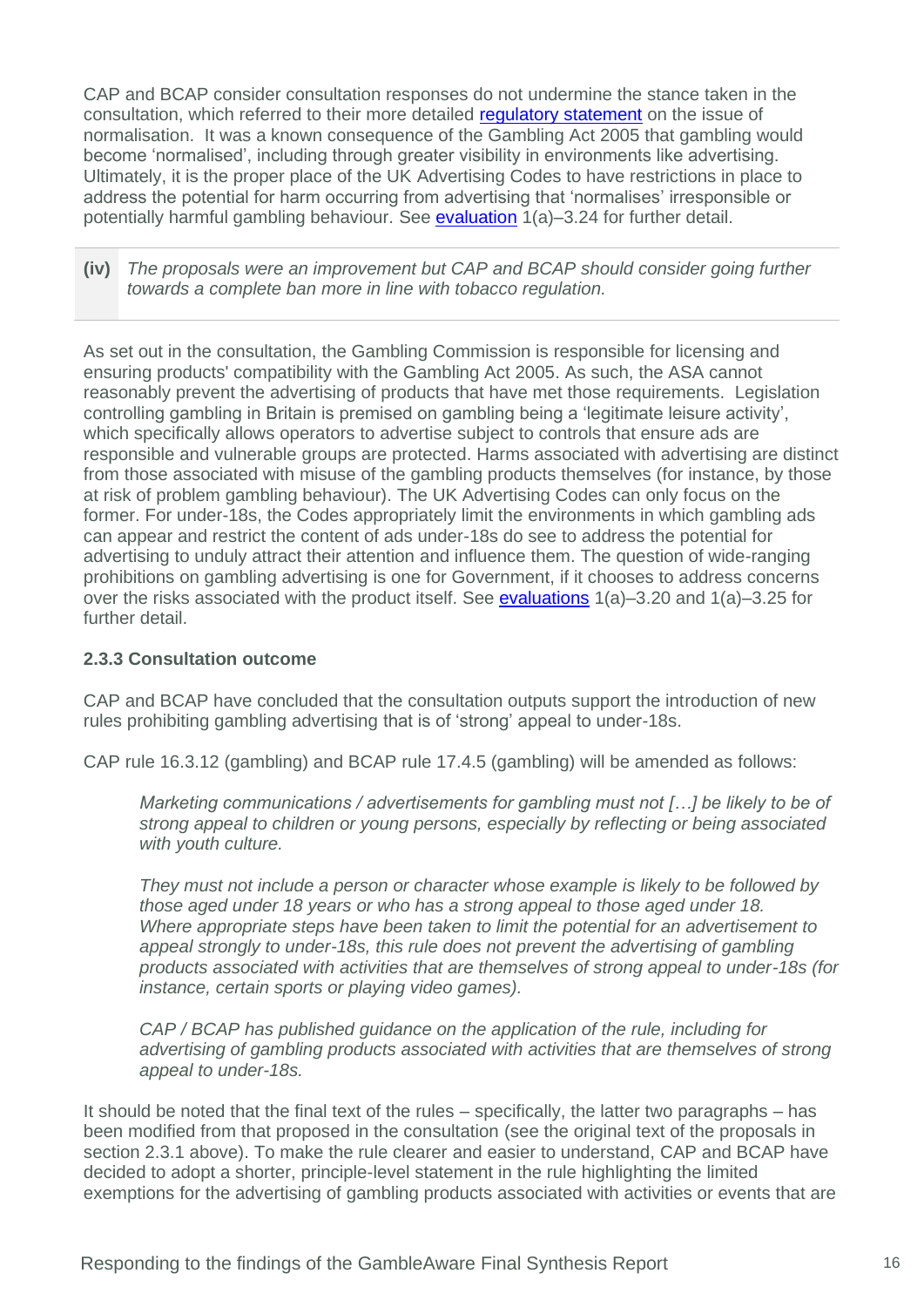CAP and BCAP consider consultation responses do not undermine the stance taken in the consultation, which referred to their more detailed [regulatory statement](#) on the issue of normalisation. It was a known consequence of the Gambling Act 2005 that gambling would become 'normalised', including through greater visibility in environments like advertising. Ultimately, it is the proper place of the UK Advertising Codes to have restrictions in place to address the potential for harm occurring from advertising that 'normalises' irresponsible or potentially harmful gambling behaviour. See [evaluation](#) 1(a)–3.24 for further detail.

**(iv)** *The proposals were an improvement but CAP and BCAP should consider going further towards a complete ban more in line with tobacco regulation.*

As set out in the consultation, the Gambling Commission is responsible for licensing and ensuring products' compatibility with the Gambling Act 2005. As such, the ASA cannot reasonably prevent the advertising of products that have met those requirements. Legislation controlling gambling in Britain is premised on gambling being a 'legitimate leisure activity', which specifically allows operators to advertise subject to controls that ensure ads are responsible and vulnerable groups are protected. Harms associated with advertising are distinct from those associated with misuse of the gambling products themselves (for instance, by those at risk of problem gambling behaviour). The UK Advertising Codes can only focus on the former. For under-18s, the Codes appropriately limit the environments in which gambling ads can appear and restrict the content of ads under-18s do see to address the potential for advertising to unduly attract their attention and influence them. The question of wide-ranging prohibitions on gambling advertising is one for Government, if it chooses to address concerns over the risks associated with the product itself. See [evaluations](#) 1(a)–3.20 and 1(a)–3.25 for further detail.

### 2.3.3 Consultation outcome

CAP and BCAP have concluded that the consultation outputs support the introduction of new rules prohibiting gambling advertising that is of 'strong' appeal to under-18s.

CAP rule 16.3.12 (gambling) and BCAP rule 17.4.5 (gambling) will be amended as follows:

> *Marketing communications / advertisements for gambling must not […] be likely to be of strong appeal to children or young persons, especially by reflecting or being associated with youth culture.*
>
> *They must not include a person or character whose example is likely to be followed by those aged under 18 years or who has a strong appeal to those aged under 18. Where appropriate steps have been taken to limit the potential for an advertisement to appeal strongly to under-18s, this rule does not prevent the advertising of gambling products associated with activities that are themselves of strong appeal to under-18s (for instance, certain sports or playing video games).*
>
> *CAP / BCAP has published guidance on the application of the rule, including for advertising of gambling products associated with activities that are themselves of strong appeal to under-18s.*

It should be noted that the final text of the rules – specifically, the latter two paragraphs – has been modified from that proposed in the consultation (see the original text of the proposals in section 2.3.1 above). To make the rule clearer and easier to understand, CAP and BCAP have decided to adopt a shorter, principle-level statement in the rule highlighting the limited exemptions for the advertising of gambling products associated with activities or events that are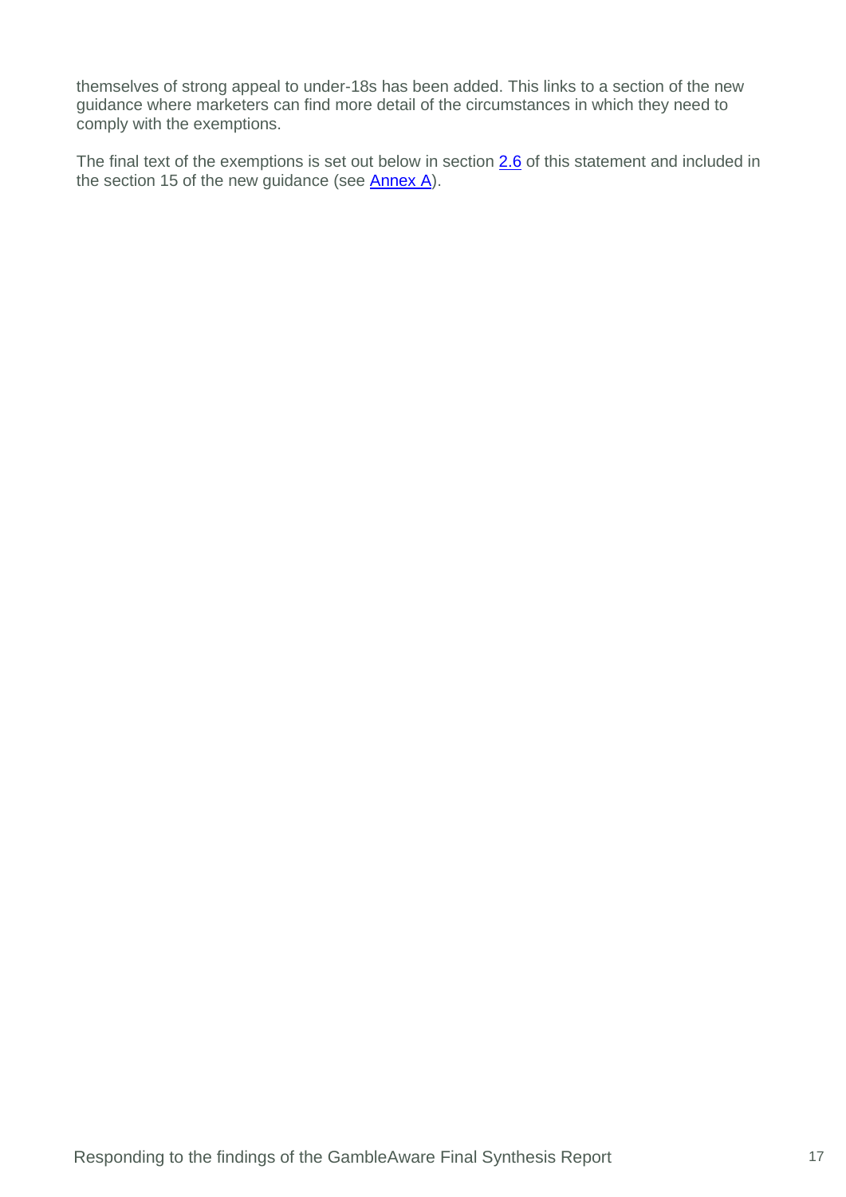themselves of strong appeal to under-18s has been added. This links to a section of the new guidance where marketers can find more detail of the circumstances in which they need to comply with the exemptions.

The final text of the exemptions is set out below in section 2.6 of this statement and included in the section 15 of the new guidance (see Annex A).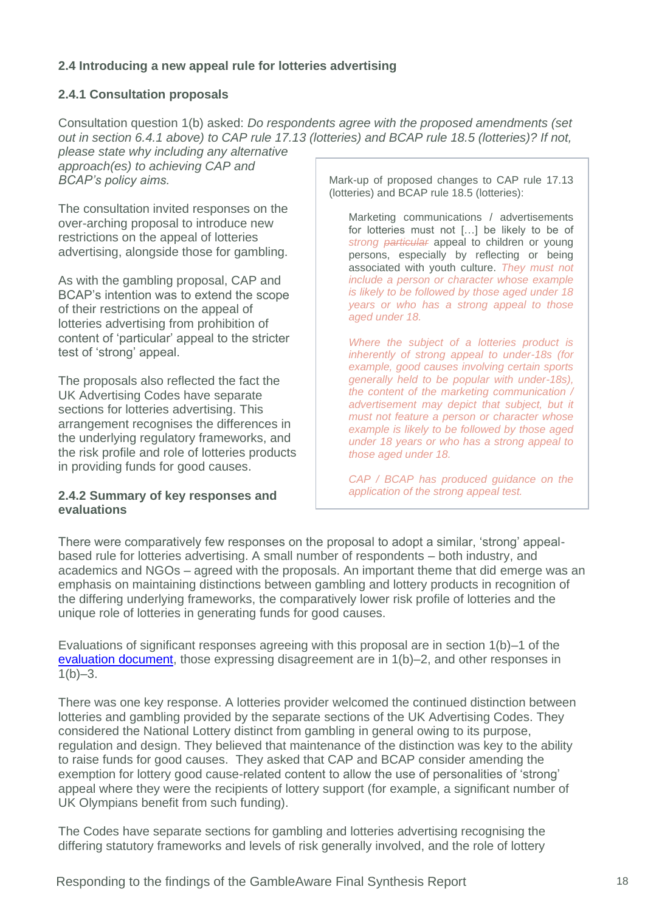### 2.4 Introducing a new appeal rule for lotteries advertising

#### 2.4.1 Consultation proposals

Consultation question 1(b) asked: *Do respondents agree with the proposed amendments (set out in section 6.4.1 above) to CAP rule 17.13 (lotteries) and BCAP rule 18.5 (lotteries)? If not, please state why including any alternative approach(es) to achieving CAP and BCAP's policy aims.*

The consultation invited responses on the over-arching proposal to introduce new restrictions on the appeal of lotteries advertising, alongside those for gambling.

As with the gambling proposal, CAP and BCAP's intention was to extend the scope of their restrictions on the appeal of lotteries advertising from prohibition of content of 'particular' appeal to the stricter test of 'strong' appeal.

The proposals also reflected the fact the UK Advertising Codes have separate sections for lotteries advertising. This arrangement recognises the differences in the underlying regulatory frameworks, and the risk profile and role of lotteries products in providing funds for good causes.

> Mark-up of proposed changes to CAP rule 17.13 (lotteries) and BCAP rule 18.5 (lotteries):
>
> Marketing communications / advertisements for lotteries must not […] be likely to be of *strong* ~~*particular*~~ appeal to children or young persons, especially by reflecting or being associated with youth culture. *They must not include a person or character whose example is likely to be followed by those aged under 18 years or who has a strong appeal to those aged under 18.*
>
> *Where the subject of a lotteries product is inherently of strong appeal to under-18s (for example, good causes involving certain sports generally held to be popular with under-18s), the content of the marketing communication / advertisement may depict that subject, but it must not feature a person or character whose example is likely to be followed by those aged under 18 years or who has a strong appeal to those aged under 18.*
>
> *CAP / BCAP has produced guidance on the application of the strong appeal test.*

#### 2.4.2 Summary of key responses and evaluations

There were comparatively few responses on the proposal to adopt a similar, 'strong' appeal-based rule for lotteries advertising. A small number of respondents – both industry, and academics and NGOs – agreed with the proposals. An important theme that did emerge was an emphasis on maintaining distinctions between gambling and lottery products in recognition of the differing underlying frameworks, the comparatively lower risk profile of lotteries and the unique role of lotteries in generating funds for good causes.

Evaluations of significant responses agreeing with this proposal are in section 1(b)–1 of the [evaluation document](evaluation document), those expressing disagreement are in 1(b)–2, and other responses in 1(b)–3.

There was one key response. A lotteries provider welcomed the continued distinction between lotteries and gambling provided by the separate sections of the UK Advertising Codes. They considered the National Lottery distinct from gambling in general owing to its purpose, regulation and design. They believed that maintenance of the distinction was key to the ability to raise funds for good causes. They asked that CAP and BCAP consider amending the exemption for lottery good cause-related content to allow the use of personalities of 'strong' appeal where they were the recipients of lottery support (for example, a significant number of UK Olympians benefit from such funding).

The Codes have separate sections for gambling and lotteries advertising recognising the differing statutory frameworks and levels of risk generally involved, and the role of lottery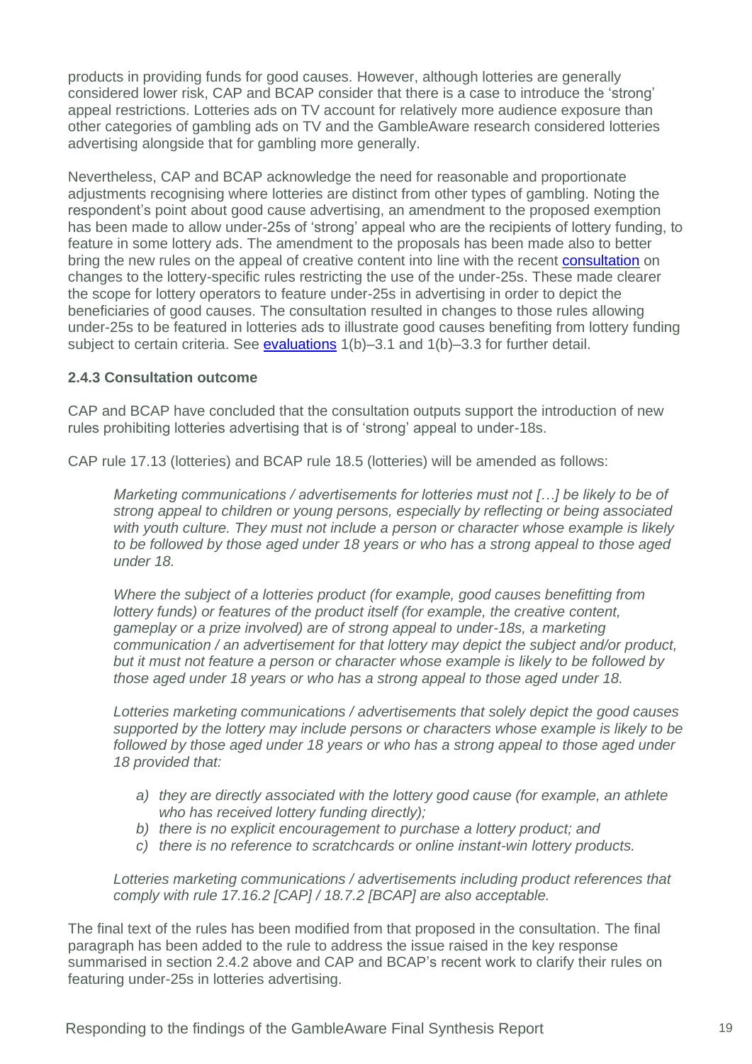products in providing funds for good causes. However, although lotteries are generally considered lower risk, CAP and BCAP consider that there is a case to introduce the 'strong' appeal restrictions. Lotteries ads on TV account for relatively more audience exposure than other categories of gambling ads on TV and the GambleAware research considered lotteries advertising alongside that for gambling more generally.

Nevertheless, CAP and BCAP acknowledge the need for reasonable and proportionate adjustments recognising where lotteries are distinct from other types of gambling. Noting the respondent's point about good cause advertising, an amendment to the proposed exemption has been made to allow under-25s of 'strong' appeal who are the recipients of lottery funding, to feature in some lottery ads. The amendment to the proposals has been made also to better bring the new rules on the appeal of creative content into line with the recent consultation on changes to the lottery-specific rules restricting the use of the under-25s. These made clearer the scope for lottery operators to feature under-25s in advertising in order to depict the beneficiaries of good causes. The consultation resulted in changes to those rules allowing under-25s to be featured in lotteries ads to illustrate good causes benefiting from lottery funding subject to certain criteria. See evaluations 1(b)–3.1 and 1(b)–3.3 for further detail.

### 2.4.3 Consultation outcome

CAP and BCAP have concluded that the consultation outputs support the introduction of new rules prohibiting lotteries advertising that is of 'strong' appeal to under-18s.

CAP rule 17.13 (lotteries) and BCAP rule 18.5 (lotteries) will be amended as follows:

> *Marketing communications / advertisements for lotteries must not […] be likely to be of strong appeal to children or young persons, especially by reflecting or being associated with youth culture. They must not include a person or character whose example is likely to be followed by those aged under 18 years or who has a strong appeal to those aged under 18.*
>
> *Where the subject of a lotteries product (for example, good causes benefitting from lottery funds) or features of the product itself (for example, the creative content, gameplay or a prize involved) are of strong appeal to under-18s, a marketing communication / an advertisement for that lottery may depict the subject and/or product, but it must not feature a person or character whose example is likely to be followed by those aged under 18 years or who has a strong appeal to those aged under 18.*
>
> *Lotteries marketing communications / advertisements that solely depict the good causes supported by the lottery may include persons or characters whose example is likely to be followed by those aged under 18 years or who has a strong appeal to those aged under 18 provided that:*
>
> *a) they are directly associated with the lottery good cause (for example, an athlete who has received lottery funding directly);*
> *b) there is no explicit encouragement to purchase a lottery product; and*
> *c) there is no reference to scratchcards or online instant-win lottery products.*
>
> *Lotteries marketing communications / advertisements including product references that comply with rule 17.16.2 [CAP] / 18.7.2 [BCAP] are also acceptable.*

The final text of the rules has been modified from that proposed in the consultation. The final paragraph has been added to the rule to address the issue raised in the key response summarised in section 2.4.2 above and CAP and BCAP's recent work to clarify their rules on featuring under-25s in lotteries advertising.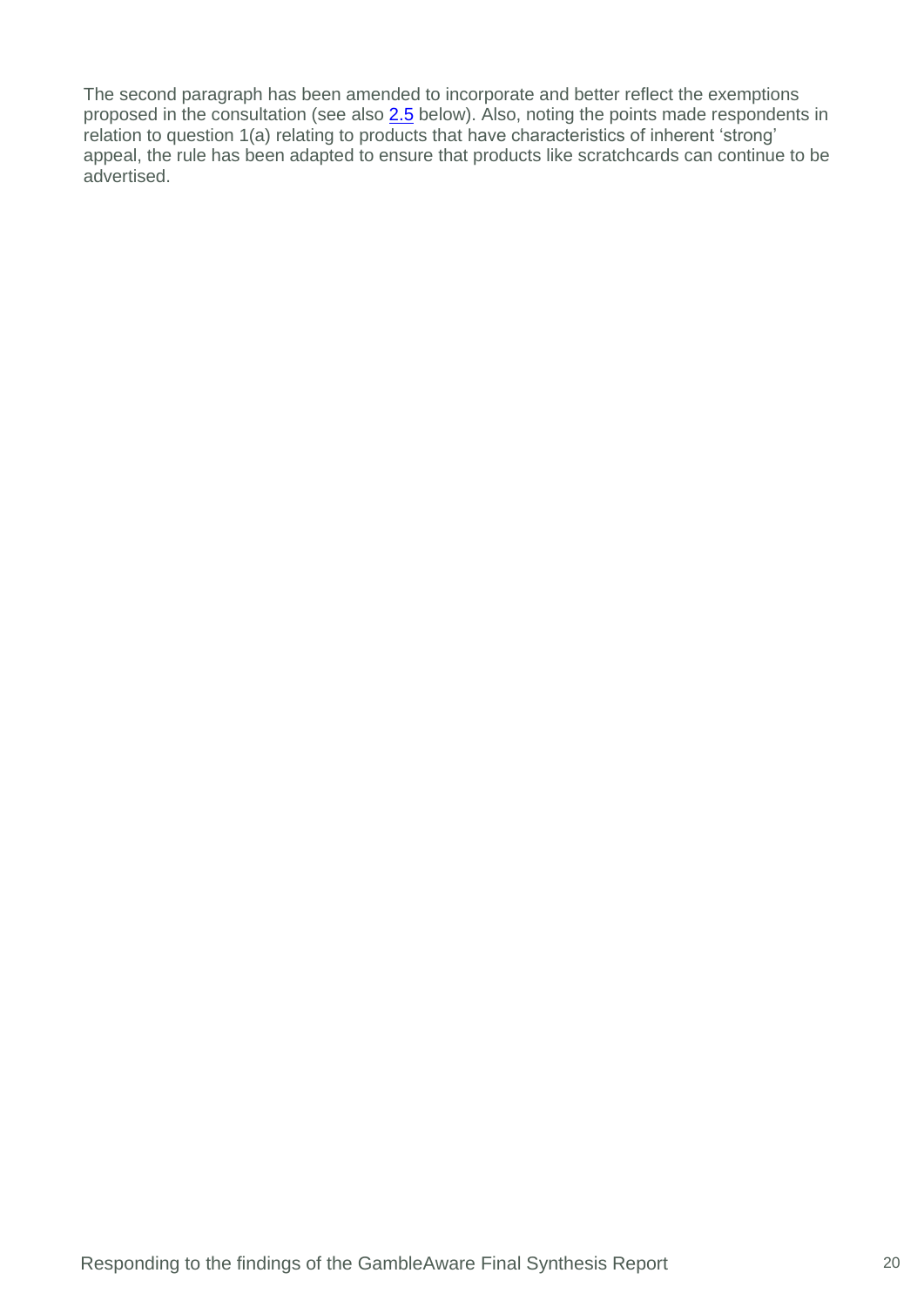The second paragraph has been amended to incorporate and better reflect the exemptions proposed in the consultation (see also 2.5 below). Also, noting the points made respondents in relation to question 1(a) relating to products that have characteristics of inherent ‘strong’ appeal, the rule has been adapted to ensure that products like scratchcards can continue to be advertised.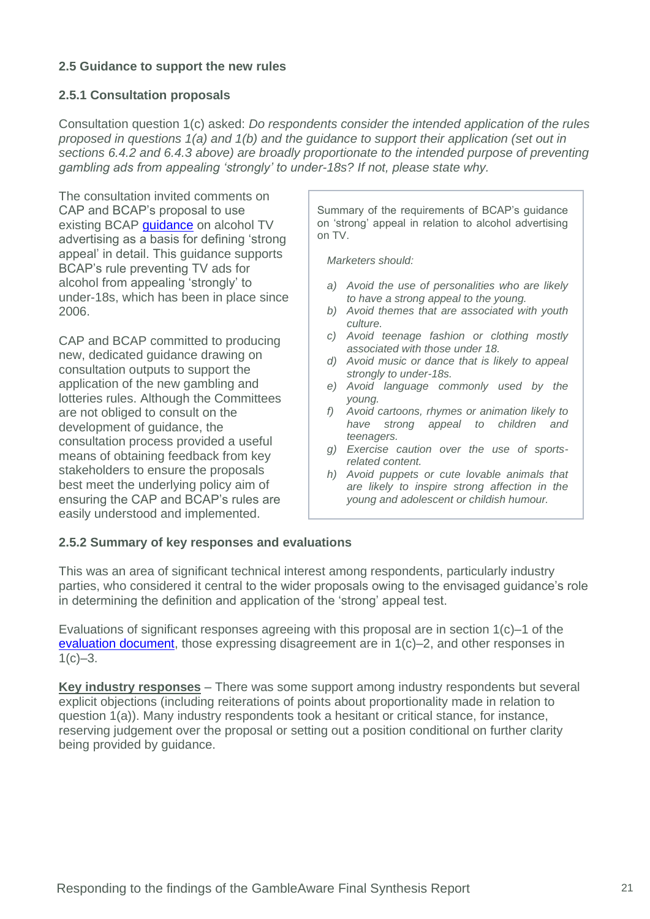### 2.5 Guidance to support the new rules

#### 2.5.1 Consultation proposals

Consultation question 1(c) asked: *Do respondents consider the intended application of the rules proposed in questions 1(a) and 1(b) and the guidance to support their application (set out in sections 6.4.2 and 6.4.3 above) are broadly proportionate to the intended purpose of preventing gambling ads from appealing 'strongly' to under-18s? If not, please state why.*

The consultation invited comments on CAP and BCAP's proposal to use existing BCAP guidance on alcohol TV advertising as a basis for defining 'strong appeal' in detail. This guidance supports BCAP's rule preventing TV ads for alcohol from appealing 'strongly' to under-18s, which has been in place since 2006.

CAP and BCAP committed to producing new, dedicated guidance drawing on consultation outputs to support the application of the new gambling and lotteries rules. Although the Committees are not obliged to consult on the development of guidance, the consultation process provided a useful means of obtaining feedback from key stakeholders to ensure the proposals best meet the underlying policy aim of ensuring the CAP and BCAP's rules are easily understood and implemented.

> Summary of the requirements of BCAP's guidance on 'strong' appeal in relation to alcohol advertising on TV.
>
> *Marketers should:*
>
> a) *Avoid the use of personalities who are likely to have a strong appeal to the young.*
> b) *Avoid themes that are associated with youth culture.*
> c) *Avoid teenage fashion or clothing mostly associated with those under 18.*
> d) *Avoid music or dance that is likely to appeal strongly to under-18s.*
> e) *Avoid language commonly used by the young.*
> f) *Avoid cartoons, rhymes or animation likely to have strong appeal to children and teenagers.*
> g) *Exercise caution over the use of sports-related content.*
> h) *Avoid puppets or cute lovable animals that are likely to inspire strong affection in the young and adolescent or childish humour.*

#### 2.5.2 Summary of key responses and evaluations

This was an area of significant technical interest among respondents, particularly industry parties, who considered it central to the wider proposals owing to the envisaged guidance's role in determining the definition and application of the 'strong' appeal test.

Evaluations of significant responses agreeing with this proposal are in section 1(c)–1 of the evaluation document, those expressing disagreement are in 1(c)–2, and other responses in 1(c)–3.

**Key industry responses** – There was some support among industry respondents but several explicit objections (including reiterations of points about proportionality made in relation to question 1(a)). Many industry respondents took a hesitant or critical stance, for instance, reserving judgement over the proposal or setting out a position conditional on further clarity being provided by guidance.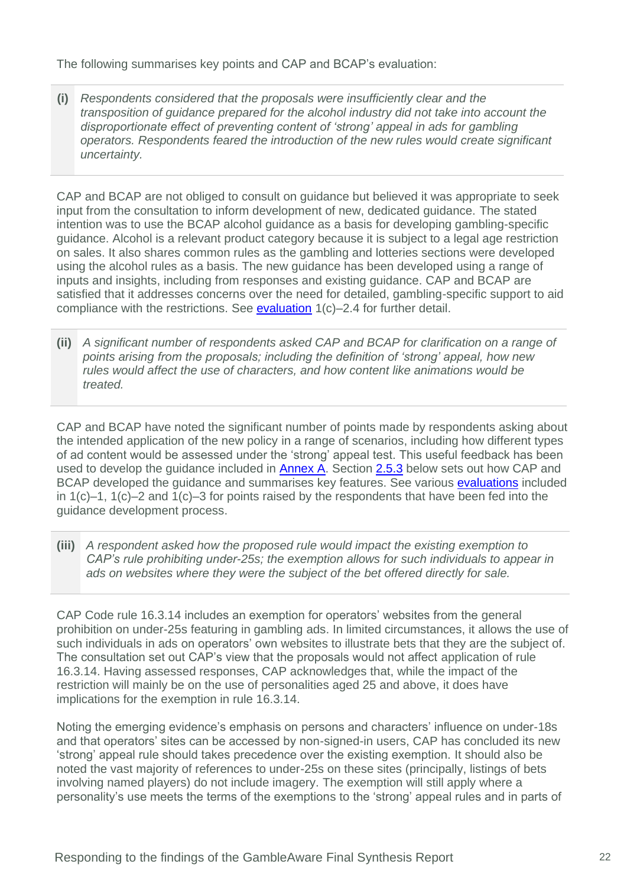The following summarises key points and CAP and BCAP's evaluation:

> **(i)** *Respondents considered that the proposals were insufficiently clear and the transposition of guidance prepared for the alcohol industry did not take into account the disproportionate effect of preventing content of 'strong' appeal in ads for gambling operators. Respondents feared the introduction of the new rules would create significant uncertainty.*

CAP and BCAP are not obliged to consult on guidance but believed it was appropriate to seek input from the consultation to inform development of new, dedicated guidance. The stated intention was to use the BCAP alcohol guidance as a basis for developing gambling-specific guidance. Alcohol is a relevant product category because it is subject to a legal age restriction on sales. It also shares common rules as the gambling and lotteries sections were developed using the alcohol rules as a basis. The new guidance has been developed using a range of inputs and insights, including from responses and existing guidance. CAP and BCAP are satisfied that it addresses concerns over the need for detailed, gambling-specific support to aid compliance with the restrictions. See evaluation 1(c)–2.4 for further detail.

> **(ii)** *A significant number of respondents asked CAP and BCAP for clarification on a range of points arising from the proposals; including the definition of 'strong' appeal, how new rules would affect the use of characters, and how content like animations would be treated.*

CAP and BCAP have noted the significant number of points made by respondents asking about the intended application of the new policy in a range of scenarios, including how different types of ad content would be assessed under the 'strong' appeal test. This useful feedback has been used to develop the guidance included in Annex A. Section 2.5.3 below sets out how CAP and BCAP developed the guidance and summarises key features. See various evaluations included in 1(c)–1, 1(c)–2 and 1(c)–3 for points raised by the respondents that have been fed into the guidance development process.

> **(iii)** *A respondent asked how the proposed rule would impact the existing exemption to CAP's rule prohibiting under-25s; the exemption allows for such individuals to appear in ads on websites where they were the subject of the bet offered directly for sale.*

CAP Code rule 16.3.14 includes an exemption for operators' websites from the general prohibition on under-25s featuring in gambling ads. In limited circumstances, it allows the use of such individuals in ads on operators' own websites to illustrate bets that they are the subject of. The consultation set out CAP's view that the proposals would not affect application of rule 16.3.14. Having assessed responses, CAP acknowledges that, while the impact of the restriction will mainly be on the use of personalities aged 25 and above, it does have implications for the exemption in rule 16.3.14.

Noting the emerging evidence's emphasis on persons and characters' influence on under-18s and that operators' sites can be accessed by non-signed-in users, CAP has concluded its new 'strong' appeal rule should takes precedence over the existing exemption. It should also be noted the vast majority of references to under-25s on these sites (principally, listings of bets involving named players) do not include imagery. The exemption will still apply where a personality's use meets the terms of the exemptions to the 'strong' appeal rules and in parts of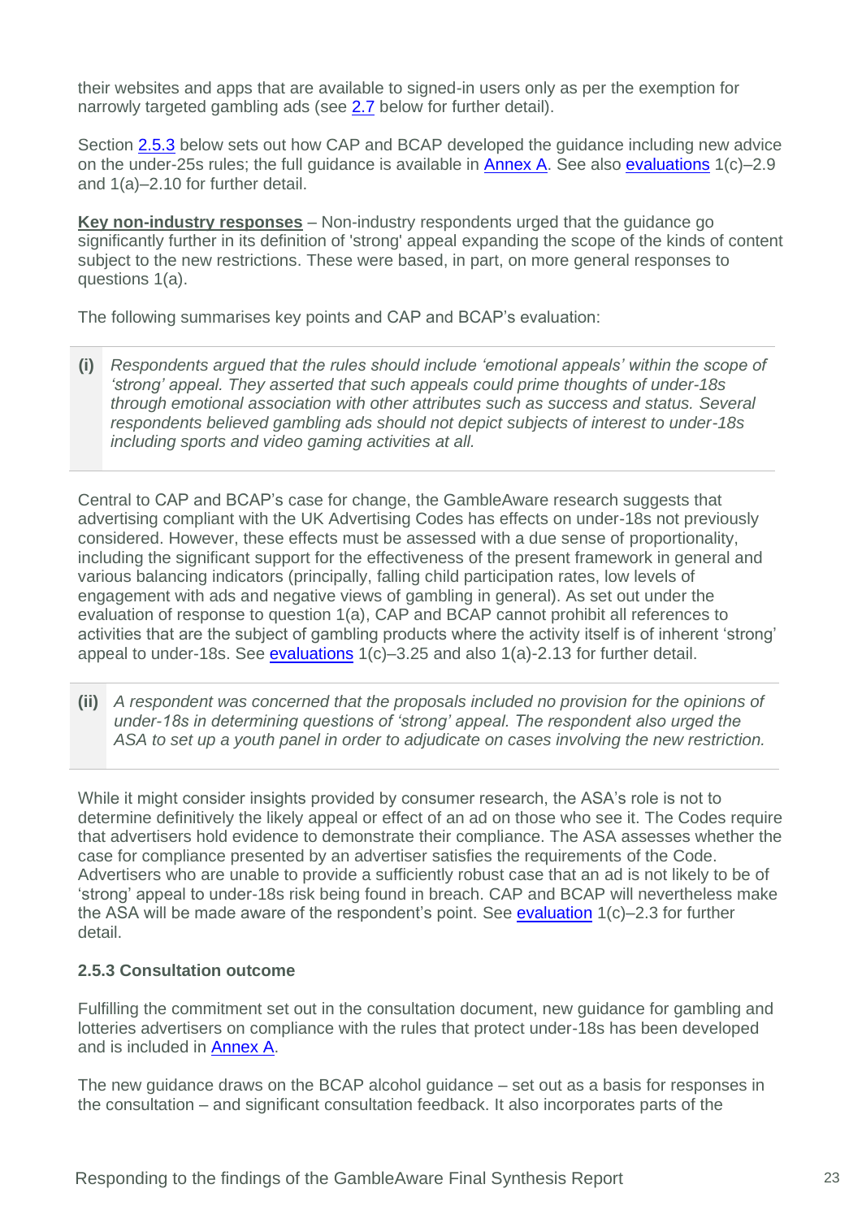their websites and apps that are available to signed-in users only as per the exemption for narrowly targeted gambling ads (see 2.7 below for further detail).

Section 2.5.3 below sets out how CAP and BCAP developed the guidance including new advice on the under-25s rules; the full guidance is available in Annex A. See also evaluations 1(c)–2.9 and 1(a)–2.10 for further detail.

**Key non-industry responses** – Non-industry respondents urged that the guidance go significantly further in its definition of 'strong' appeal expanding the scope of the kinds of content subject to the new restrictions. These were based, in part, on more general responses to questions 1(a).

The following summarises key points and CAP and BCAP's evaluation:

**(i)** *Respondents argued that the rules should include 'emotional appeals' within the scope of 'strong' appeal. They asserted that such appeals could prime thoughts of under-18s through emotional association with other attributes such as success and status. Several respondents believed gambling ads should not depict subjects of interest to under-18s including sports and video gaming activities at all.*

Central to CAP and BCAP's case for change, the GambleAware research suggests that advertising compliant with the UK Advertising Codes has effects on under-18s not previously considered. However, these effects must be assessed with a due sense of proportionality, including the significant support for the effectiveness of the present framework in general and various balancing indicators (principally, falling child participation rates, low levels of engagement with ads and negative views of gambling in general). As set out under the evaluation of response to question 1(a), CAP and BCAP cannot prohibit all references to activities that are the subject of gambling products where the activity itself is of inherent 'strong' appeal to under-18s. See evaluations 1(c)–3.25 and also 1(a)-2.13 for further detail.

**(ii)** *A respondent was concerned that the proposals included no provision for the opinions of under-18s in determining questions of 'strong' appeal. The respondent also urged the ASA to set up a youth panel in order to adjudicate on cases involving the new restriction.*

While it might consider insights provided by consumer research, the ASA's role is not to determine definitively the likely appeal or effect of an ad on those who see it. The Codes require that advertisers hold evidence to demonstrate their compliance. The ASA assesses whether the case for compliance presented by an advertiser satisfies the requirements of the Code. Advertisers who are unable to provide a sufficiently robust case that an ad is not likely to be of 'strong' appeal to under-18s risk being found in breach. CAP and BCAP will nevertheless make the ASA will be made aware of the respondent's point. See evaluation 1(c)–2.3 for further detail.

### 2.5.3 Consultation outcome

Fulfilling the commitment set out in the consultation document, new guidance for gambling and lotteries advertisers on compliance with the rules that protect under-18s has been developed and is included in Annex A.

The new guidance draws on the BCAP alcohol guidance – set out as a basis for responses in the consultation – and significant consultation feedback. It also incorporates parts of the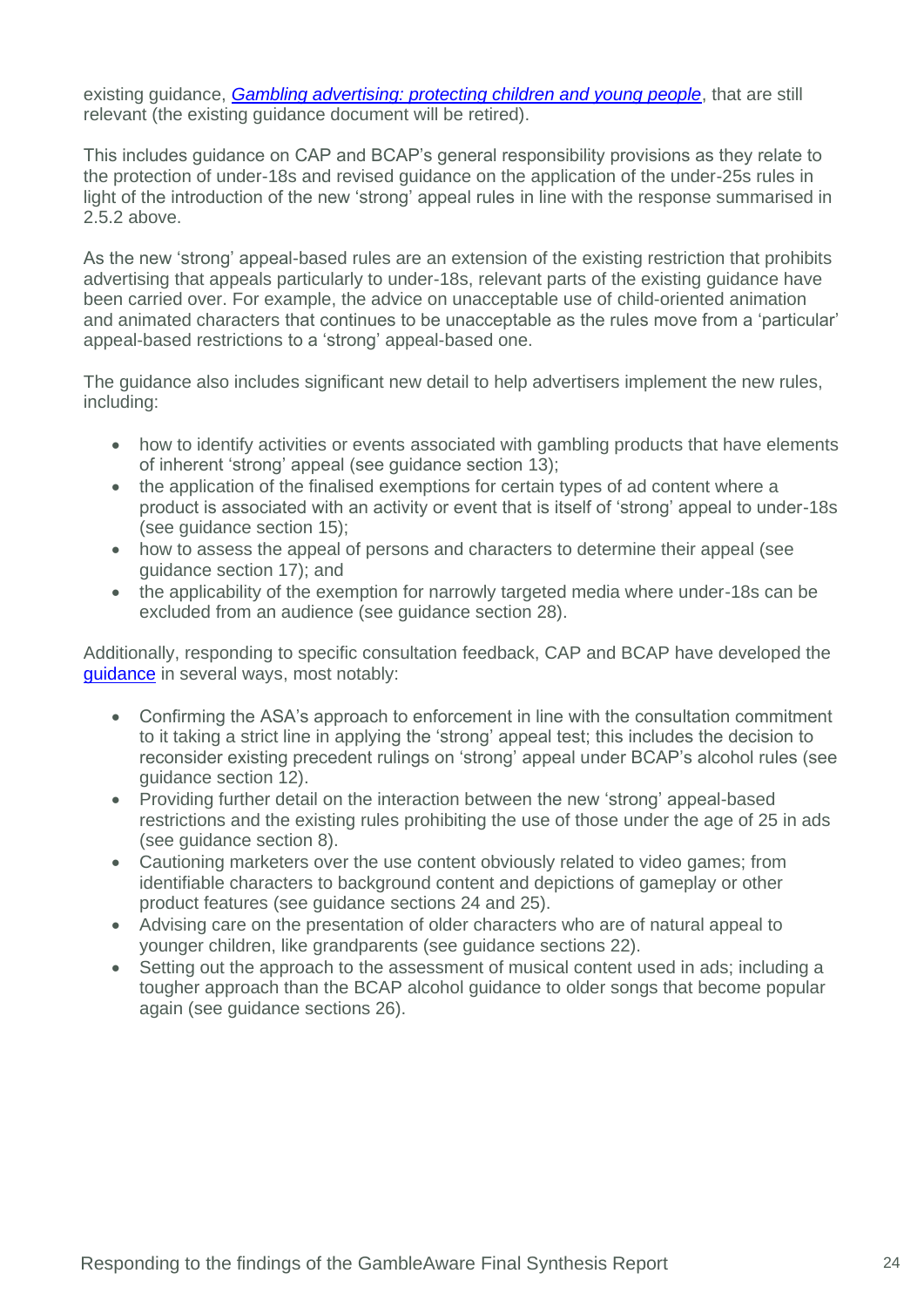existing guidance, [*Gambling advertising: protecting children and young people*](), that are still relevant (the existing guidance document will be retired).

This includes guidance on CAP and BCAP's general responsibility provisions as they relate to the protection of under-18s and revised guidance on the application of the under-25s rules in light of the introduction of the new 'strong' appeal rules in line with the response summarised in 2.5.2 above.

As the new 'strong' appeal-based rules are an extension of the existing restriction that prohibits advertising that appeals particularly to under-18s, relevant parts of the existing guidance have been carried over. For example, the advice on unacceptable use of child-oriented animation and animated characters that continues to be unacceptable as the rules move from a 'particular' appeal-based restrictions to a 'strong' appeal-based one.

The guidance also includes significant new detail to help advertisers implement the new rules, including:

- how to identify activities or events associated with gambling products that have elements of inherent 'strong' appeal (see guidance section 13);
- the application of the finalised exemptions for certain types of ad content where a product is associated with an activity or event that is itself of 'strong' appeal to under-18s (see guidance section 15);
- how to assess the appeal of persons and characters to determine their appeal (see guidance section 17); and
- the applicability of the exemption for narrowly targeted media where under-18s can be excluded from an audience (see guidance section 28).

Additionally, responding to specific consultation feedback, CAP and BCAP have developed the [guidance]() in several ways, most notably:

- Confirming the ASA's approach to enforcement in line with the consultation commitment to it taking a strict line in applying the 'strong' appeal test; this includes the decision to reconsider existing precedent rulings on 'strong' appeal under BCAP's alcohol rules (see guidance section 12).
- Providing further detail on the interaction between the new 'strong' appeal-based restrictions and the existing rules prohibiting the use of those under the age of 25 in ads (see guidance section 8).
- Cautioning marketers over the use content obviously related to video games; from identifiable characters to background content and depictions of gameplay or other product features (see guidance sections 24 and 25).
- Advising care on the presentation of older characters who are of natural appeal to younger children, like grandparents (see guidance sections 22).
- Setting out the approach to the assessment of musical content used in ads; including a tougher approach than the BCAP alcohol guidance to older songs that become popular again (see guidance sections 26).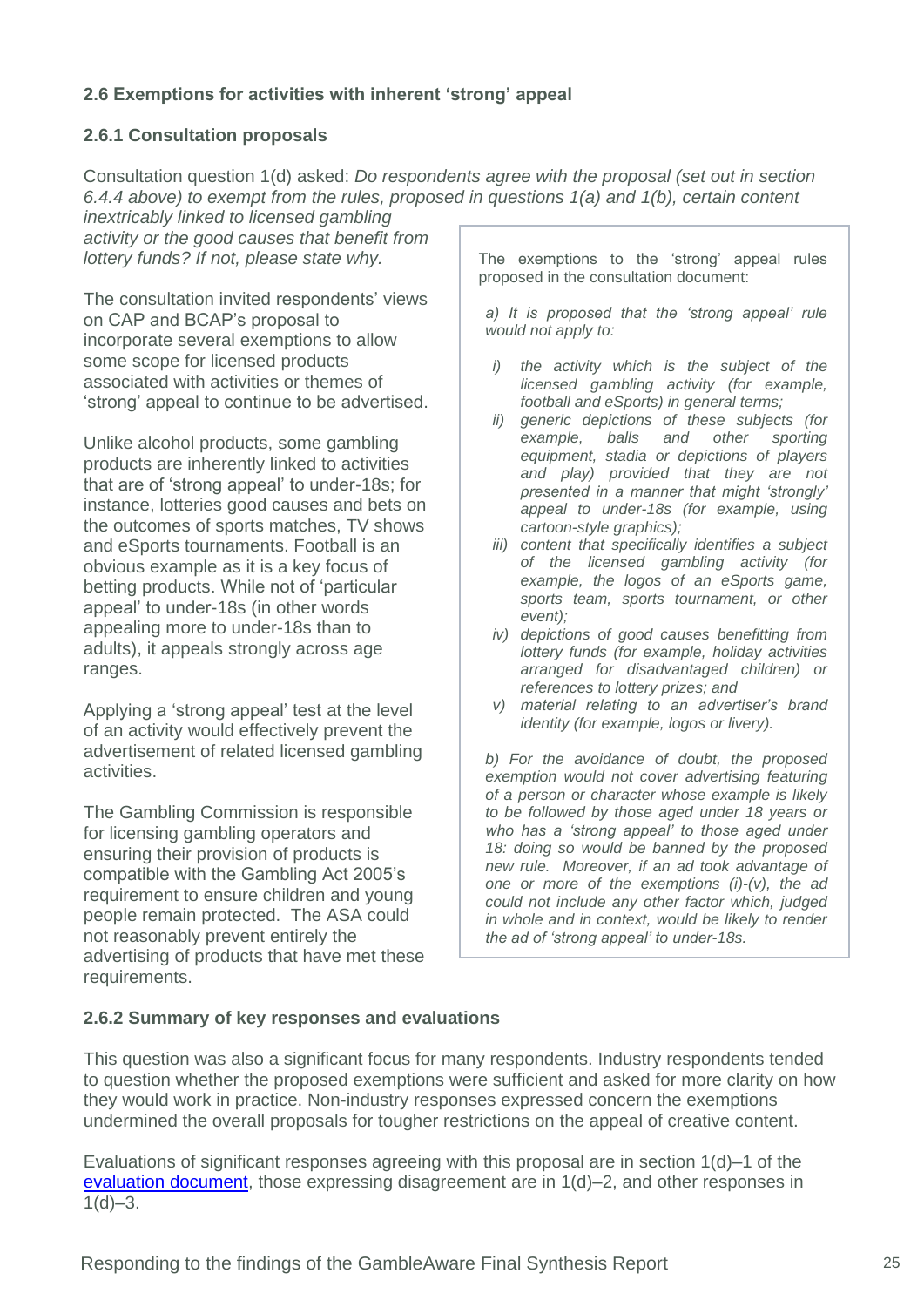### 2.6 Exemptions for activities with inherent 'strong' appeal

#### 2.6.1 Consultation proposals

Consultation question 1(d) asked: *Do respondents agree with the proposal (set out in section 6.4.4 above) to exempt from the rules, proposed in questions 1(a) and 1(b), certain content inextricably linked to licensed gambling activity or the good causes that benefit from lottery funds? If not, please state why.*

The consultation invited respondents' views on CAP and BCAP's proposal to incorporate several exemptions to allow some scope for licensed products associated with activities or themes of 'strong' appeal to continue to be advertised.

Unlike alcohol products, some gambling products are inherently linked to activities that are of 'strong appeal' to under-18s; for instance, lotteries good causes and bets on the outcomes of sports matches, TV shows and eSports tournaments. Football is an obvious example as it is a key focus of betting products. While not of 'particular appeal' to under-18s (in other words appealing more to under-18s than to adults), it appeals strongly across age ranges.

Applying a 'strong appeal' test at the level of an activity would effectively prevent the advertisement of related licensed gambling activities.

The Gambling Commission is responsible for licensing gambling operators and ensuring their provision of products is compatible with the Gambling Act 2005's requirement to ensure children and young people remain protected. The ASA could not reasonably prevent entirely the advertising of products that have met these requirements.

> The exemptions to the 'strong' appeal rules proposed in the consultation document:
>
> *a) It is proposed that the 'strong appeal' rule would not apply to:*
>
> *i) the activity which is the subject of the licensed gambling activity (for example, football and eSports) in general terms;*
> *ii) generic depictions of these subjects (for example, balls and other sporting equipment, stadia or depictions of players and play) provided that they are not presented in a manner that might 'strongly' appeal to under-18s (for example, using cartoon-style graphics);*
> *iii) content that specifically identifies a subject of the licensed gambling activity (for example, the logos of an eSports game, sports team, sports tournament, or other event);*
> *iv) depictions of good causes benefitting from lottery funds (for example, holiday activities arranged for disadvantaged children) or references to lottery prizes; and*
> *v) material relating to an advertiser's brand identity (for example, logos or livery).*
>
> *b) For the avoidance of doubt, the proposed exemption would not cover advertising featuring of a person or character whose example is likely to be followed by those aged under 18 years or who has a 'strong appeal' to those aged under 18: doing so would be banned by the proposed new rule. Moreover, if an ad took advantage of one or more of the exemptions (i)-(v), the ad could not include any other factor which, judged in whole and in context, would be likely to render the ad of 'strong appeal' to under-18s.*

#### 2.6.2 Summary of key responses and evaluations

This question was also a significant focus for many respondents. Industry respondents tended to question whether the proposed exemptions were sufficient and asked for more clarity on how they would work in practice. Non-industry responses expressed concern the exemptions undermined the overall proposals for tougher restrictions on the appeal of creative content.

Evaluations of significant responses agreeing with this proposal are in section 1(d)–1 of the evaluation document, those expressing disagreement are in 1(d)–2, and other responses in 1(d)–3.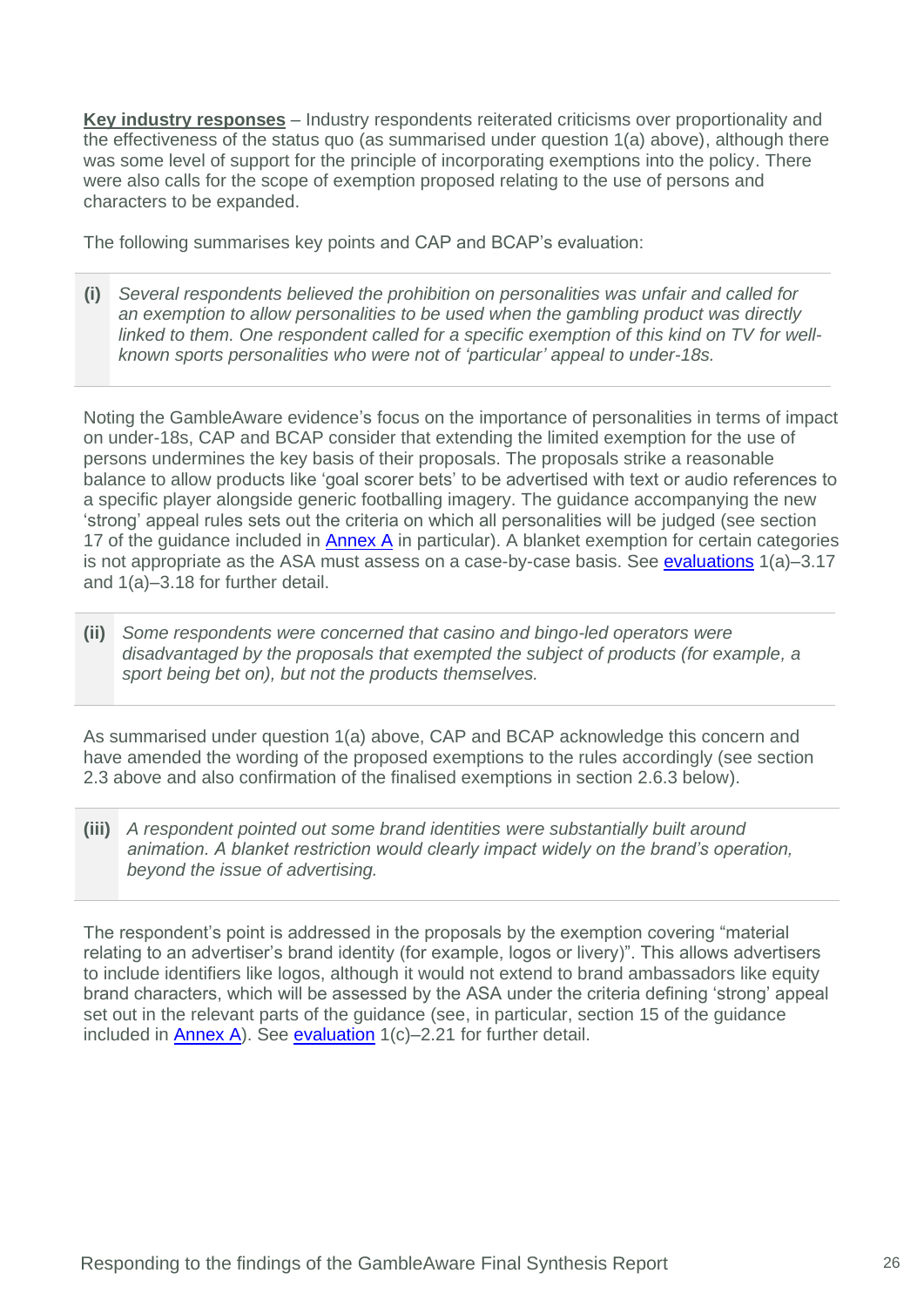**<u>Key industry responses</u>** – Industry respondents reiterated criticisms over proportionality and the effectiveness of the status quo (as summarised under question 1(a) above), although there was some level of support for the principle of incorporating exemptions into the policy. There were also calls for the scope of exemption proposed relating to the use of persons and characters to be expanded.

The following summarises key points and CAP and BCAP's evaluation:

**(i)** *Several respondents believed the prohibition on personalities was unfair and called for an exemption to allow personalities to be used when the gambling product was directly linked to them. One respondent called for a specific exemption of this kind on TV for well-known sports personalities who were not of 'particular' appeal to under-18s.*

Noting the GambleAware evidence's focus on the importance of personalities in terms of impact on under-18s, CAP and BCAP consider that extending the limited exemption for the use of persons undermines the key basis of their proposals. The proposals strike a reasonable balance to allow products like 'goal scorer bets' to be advertised with text or audio references to a specific player alongside generic footballing imagery. The guidance accompanying the new 'strong' appeal rules sets out the criteria on which all personalities will be judged (see section 17 of the guidance included in Annex A in particular). A blanket exemption for certain categories is not appropriate as the ASA must assess on a case-by-case basis. See evaluations 1(a)–3.17 and 1(a)–3.18 for further detail.

**(ii)** *Some respondents were concerned that casino and bingo-led operators were disadvantaged by the proposals that exempted the subject of products (for example, a sport being bet on), but not the products themselves.*

As summarised under question 1(a) above, CAP and BCAP acknowledge this concern and have amended the wording of the proposed exemptions to the rules accordingly (see section 2.3 above and also confirmation of the finalised exemptions in section 2.6.3 below).

**(iii)** *A respondent pointed out some brand identities were substantially built around animation. A blanket restriction would clearly impact widely on the brand's operation, beyond the issue of advertising.*

The respondent's point is addressed in the proposals by the exemption covering "material relating to an advertiser's brand identity (for example, logos or livery)". This allows advertisers to include identifiers like logos, although it would not extend to brand ambassadors like equity brand characters, which will be assessed by the ASA under the criteria defining 'strong' appeal set out in the relevant parts of the guidance (see, in particular, section 15 of the guidance included in Annex A). See evaluation 1(c)–2.21 for further detail.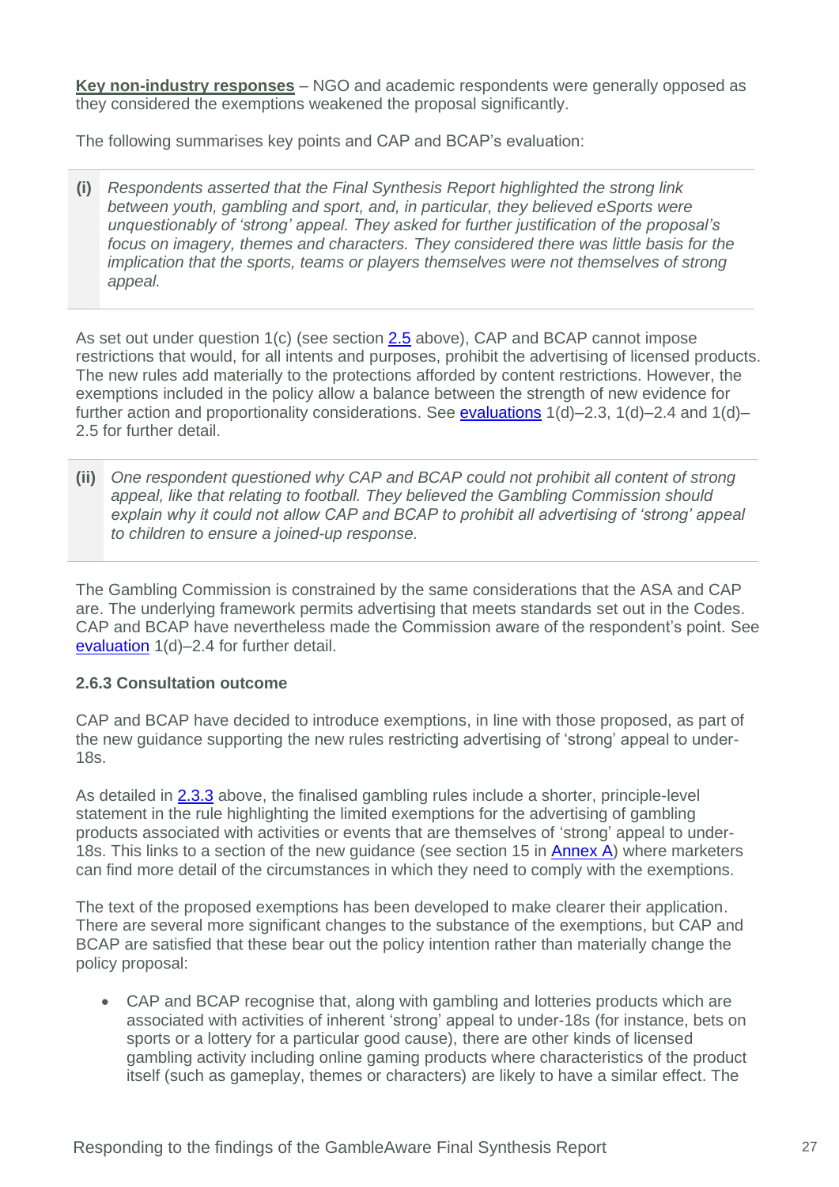**Key non-industry responses** – NGO and academic respondents were generally opposed as they considered the exemptions weakened the proposal significantly.

The following summarises key points and CAP and BCAP's evaluation:

**(i)** *Respondents asserted that the Final Synthesis Report highlighted the strong link between youth, gambling and sport, and, in particular, they believed eSports were unquestionably of 'strong' appeal. They asked for further justification of the proposal's focus on imagery, themes and characters. They considered there was little basis for the implication that the sports, teams or players themselves were not themselves of strong appeal.*

As set out under question 1(c) (see section 2.5 above), CAP and BCAP cannot impose restrictions that would, for all intents and purposes, prohibit the advertising of licensed products. The new rules add materially to the protections afforded by content restrictions. However, the exemptions included in the policy allow a balance between the strength of new evidence for further action and proportionality considerations. See evaluations 1(d)–2.3, 1(d)–2.4 and 1(d)–2.5 for further detail.

**(ii)** *One respondent questioned why CAP and BCAP could not prohibit all content of strong appeal, like that relating to football. They believed the Gambling Commission should explain why it could not allow CAP and BCAP to prohibit all advertising of 'strong' appeal to children to ensure a joined-up response.*

The Gambling Commission is constrained by the same considerations that the ASA and CAP are. The underlying framework permits advertising that meets standards set out in the Codes. CAP and BCAP have nevertheless made the Commission aware of the respondent's point. See evaluation 1(d)–2.4 for further detail.

### 2.6.3 Consultation outcome

CAP and BCAP have decided to introduce exemptions, in line with those proposed, as part of the new guidance supporting the new rules restricting advertising of 'strong' appeal to under-18s.

As detailed in 2.3.3 above, the finalised gambling rules include a shorter, principle-level statement in the rule highlighting the limited exemptions for the advertising of gambling products associated with activities or events that are themselves of 'strong' appeal to under-18s. This links to a section of the new guidance (see section 15 in Annex A) where marketers can find more detail of the circumstances in which they need to comply with the exemptions.

The text of the proposed exemptions has been developed to make clearer their application. There are several more significant changes to the substance of the exemptions, but CAP and BCAP are satisfied that these bear out the policy intention rather than materially change the policy proposal:

- CAP and BCAP recognise that, along with gambling and lotteries products which are associated with activities of inherent 'strong' appeal to under-18s (for instance, bets on sports or a lottery for a particular good cause), there are other kinds of licensed gambling activity including online gaming products where characteristics of the product itself (such as gameplay, themes or characters) are likely to have a similar effect. The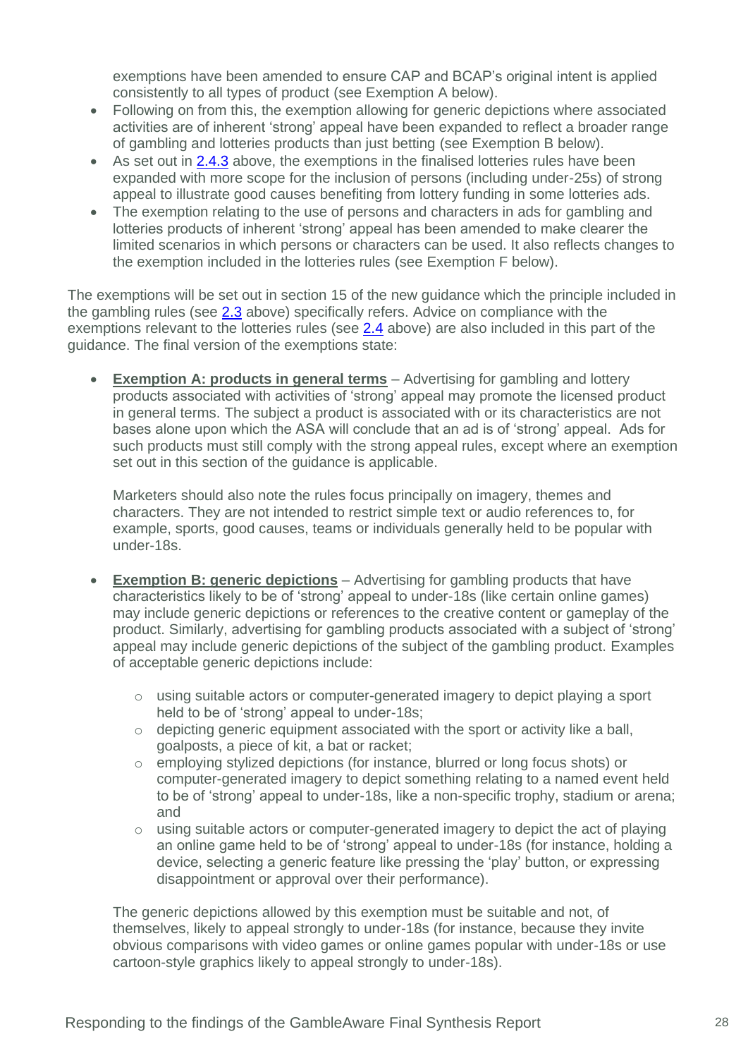exemptions have been amended to ensure CAP and BCAP's original intent is applied consistently to all types of product (see Exemption A below).

- Following on from this, the exemption allowing for generic depictions where associated activities are of inherent 'strong' appeal have been expanded to reflect a broader range of gambling and lotteries products than just betting (see Exemption B below).
- As set out in 2.4.3 above, the exemptions in the finalised lotteries rules have been expanded with more scope for the inclusion of persons (including under-25s) of strong appeal to illustrate good causes benefiting from lottery funding in some lotteries ads.
- The exemption relating to the use of persons and characters in ads for gambling and lotteries products of inherent 'strong' appeal has been amended to make clearer the limited scenarios in which persons or characters can be used. It also reflects changes to the exemption included in the lotteries rules (see Exemption F below).

The exemptions will be set out in section 15 of the new guidance which the principle included in the gambling rules (see 2.3 above) specifically refers. Advice on compliance with the exemptions relevant to the lotteries rules (see 2.4 above) are also included in this part of the guidance. The final version of the exemptions state:

- **Exemption A: products in general terms** – Advertising for gambling and lottery products associated with activities of 'strong' appeal may promote the licensed product in general terms. The subject a product is associated with or its characteristics are not bases alone upon which the ASA will conclude that an ad is of 'strong' appeal. Ads for such products must still comply with the strong appeal rules, except where an exemption set out in this section of the guidance is applicable.

  Marketers should also note the rules focus principally on imagery, themes and characters. They are not intended to restrict simple text or audio references to, for example, sports, good causes, teams or individuals generally held to be popular with under-18s.

- **Exemption B: generic depictions** – Advertising for gambling products that have characteristics likely to be of 'strong' appeal to under-18s (like certain online games) may include generic depictions or references to the creative content or gameplay of the product. Similarly, advertising for gambling products associated with a subject of 'strong' appeal may include generic depictions of the subject of the gambling product. Examples of acceptable generic depictions include:

  - using suitable actors or computer-generated imagery to depict playing a sport held to be of 'strong' appeal to under-18s;
  - depicting generic equipment associated with the sport or activity like a ball, goalposts, a piece of kit, a bat or racket;
  - employing stylized depictions (for instance, blurred or long focus shots) or computer-generated imagery to depict something relating to a named event held to be of 'strong' appeal to under-18s, like a non-specific trophy, stadium or arena; and
  - using suitable actors or computer-generated imagery to depict the act of playing an online game held to be of 'strong' appeal to under-18s (for instance, holding a device, selecting a generic feature like pressing the 'play' button, or expressing disappointment or approval over their performance).

  The generic depictions allowed by this exemption must be suitable and not, of themselves, likely to appeal strongly to under-18s (for instance, because they invite obvious comparisons with video games or online games popular with under-18s or use cartoon-style graphics likely to appeal strongly to under-18s).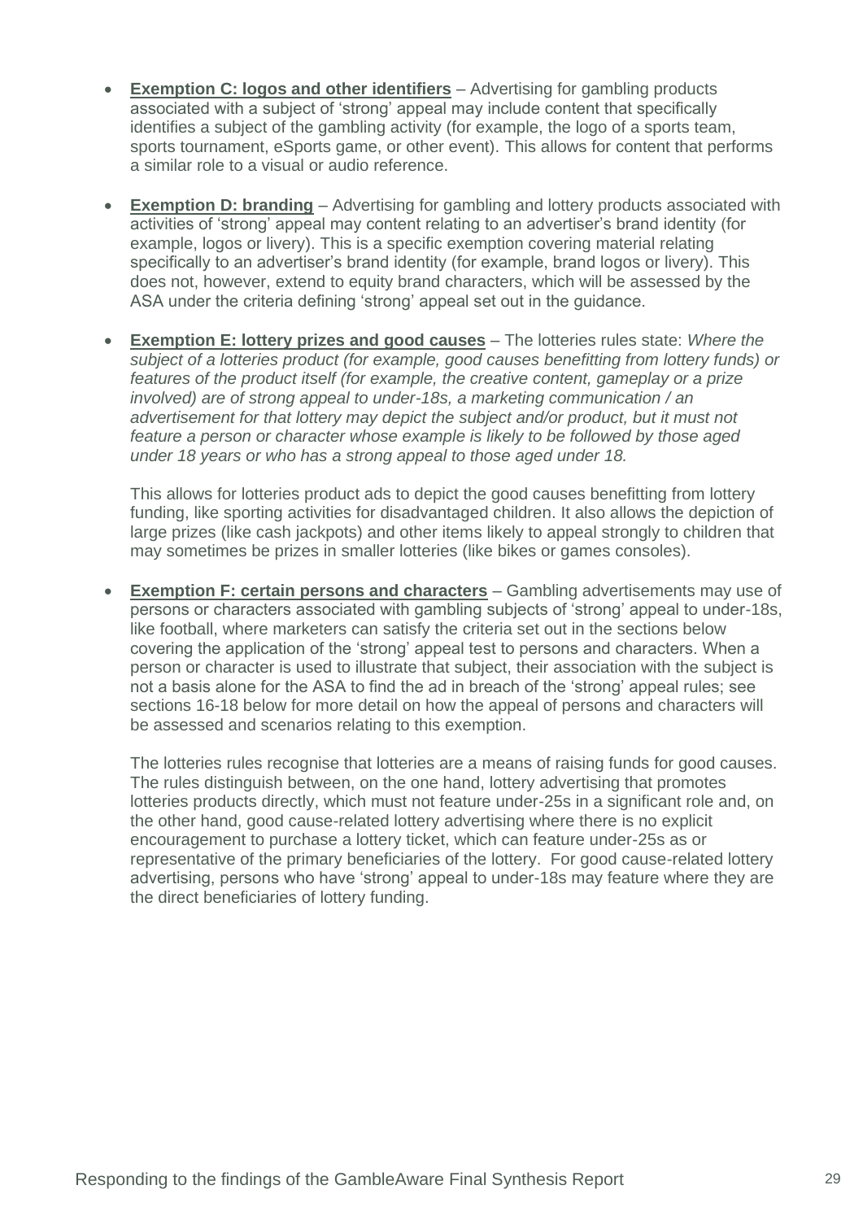- **Exemption C: logos and other identifiers** – Advertising for gambling products associated with a subject of 'strong' appeal may include content that specifically identifies a subject of the gambling activity (for example, the logo of a sports team, sports tournament, eSports game, or other event). This allows for content that performs a similar role to a visual or audio reference.

- **Exemption D: branding** – Advertising for gambling and lottery products associated with activities of 'strong' appeal may content relating to an advertiser's brand identity (for example, logos or livery). This is a specific exemption covering material relating specifically to an advertiser's brand identity (for example, brand logos or livery). This does not, however, extend to equity brand characters, which will be assessed by the ASA under the criteria defining 'strong' appeal set out in the guidance.

- **Exemption E: lottery prizes and good causes** – The lotteries rules state: *Where the subject of a lotteries product (for example, good causes benefitting from lottery funds) or features of the product itself (for example, the creative content, gameplay or a prize involved) are of strong appeal to under-18s, a marketing communication / an advertisement for that lottery may depict the subject and/or product, but it must not feature a person or character whose example is likely to be followed by those aged under 18 years or who has a strong appeal to those aged under 18.*

  This allows for lotteries product ads to depict the good causes benefitting from lottery funding, like sporting activities for disadvantaged children. It also allows the depiction of large prizes (like cash jackpots) and other items likely to appeal strongly to children that may sometimes be prizes in smaller lotteries (like bikes or games consoles).

- **Exemption F: certain persons and characters** – Gambling advertisements may use of persons or characters associated with gambling subjects of 'strong' appeal to under-18s, like football, where marketers can satisfy the criteria set out in the sections below covering the application of the 'strong' appeal test to persons and characters. When a person or character is used to illustrate that subject, their association with the subject is not a basis alone for the ASA to find the ad in breach of the 'strong' appeal rules; see sections 16-18 below for more detail on how the appeal of persons and characters will be assessed and scenarios relating to this exemption.

  The lotteries rules recognise that lotteries are a means of raising funds for good causes. The rules distinguish between, on the one hand, lottery advertising that promotes lotteries products directly, which must not feature under-25s in a significant role and, on the other hand, good cause-related lottery advertising where there is no explicit encouragement to purchase a lottery ticket, which can feature under-25s as or representative of the primary beneficiaries of the lottery. For good cause-related lottery advertising, persons who have 'strong' appeal to under-18s may feature where they are the direct beneficiaries of lottery funding.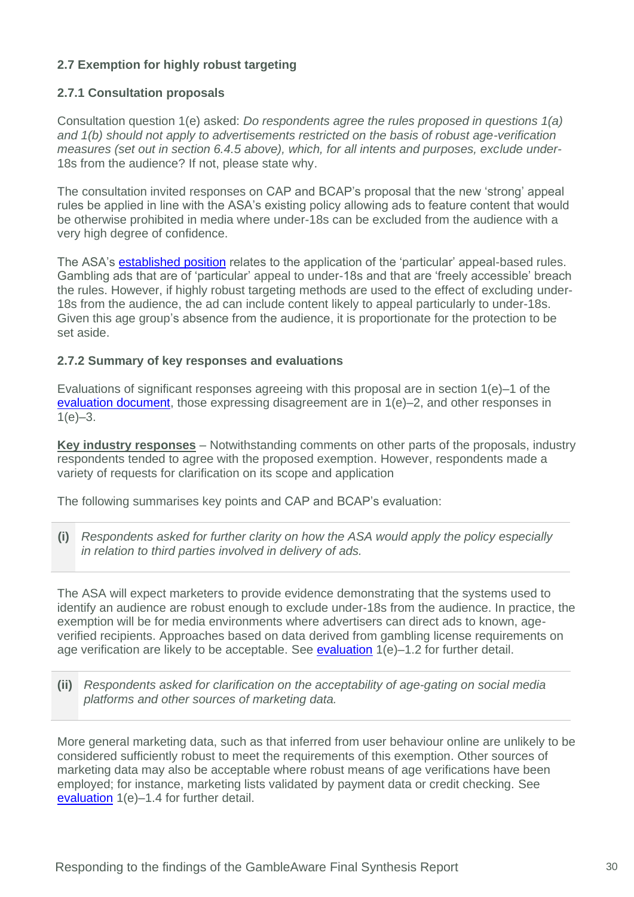### 2.7 Exemption for highly robust targeting

#### 2.7.1 Consultation proposals

Consultation question 1(e) asked: *Do respondents agree the rules proposed in questions 1(a) and 1(b) should not apply to advertisements restricted on the basis of robust age-verification measures (set out in section 6.4.5 above), which, for all intents and purposes, exclude under-*18s from the audience? If not, please state why.

The consultation invited responses on CAP and BCAP's proposal that the new 'strong' appeal rules be applied in line with the ASA's existing policy allowing ads to feature content that would be otherwise prohibited in media where under-18s can be excluded from the audience with a very high degree of confidence.

The ASA's established position relates to the application of the 'particular' appeal-based rules. Gambling ads that are of 'particular' appeal to under-18s and that are 'freely accessible' breach the rules. However, if highly robust targeting methods are used to the effect of excluding under-18s from the audience, the ad can include content likely to appeal particularly to under-18s. Given this age group's absence from the audience, it is proportionate for the protection to be set aside.

#### 2.7.2 Summary of key responses and evaluations

Evaluations of significant responses agreeing with this proposal are in section 1(e)–1 of the evaluation document, those expressing disagreement are in 1(e)–2, and other responses in 1(e)–3.

**Key industry responses** – Notwithstanding comments on other parts of the proposals, industry respondents tended to agree with the proposed exemption. However, respondents made a variety of requests for clarification on its scope and application

The following summarises key points and CAP and BCAP's evaluation:

**(i)** *Respondents asked for further clarity on how the ASA would apply the policy especially in relation to third parties involved in delivery of ads.*

The ASA will expect marketers to provide evidence demonstrating that the systems used to identify an audience are robust enough to exclude under-18s from the audience. In practice, the exemption will be for media environments where advertisers can direct ads to known, age-verified recipients. Approaches based on data derived from gambling license requirements on age verification are likely to be acceptable. See evaluation 1(e)–1.2 for further detail.

**(ii)** *Respondents asked for clarification on the acceptability of age-gating on social media platforms and other sources of marketing data.*

More general marketing data, such as that inferred from user behaviour online are unlikely to be considered sufficiently robust to meet the requirements of this exemption. Other sources of marketing data may also be acceptable where robust means of age verifications have been employed; for instance, marketing lists validated by payment data or credit checking. See evaluation 1(e)–1.4 for further detail.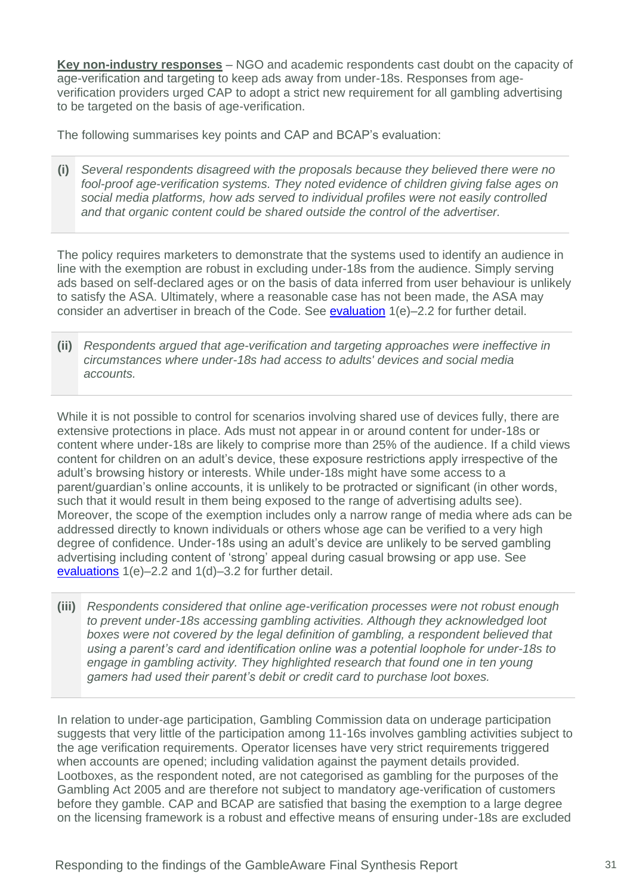**Key non-industry responses** – NGO and academic respondents cast doubt on the capacity of age-verification and targeting to keep ads away from under-18s. Responses from age-verification providers urged CAP to adopt a strict new requirement for all gambling advertising to be targeted on the basis of age-verification.

The following summarises key points and CAP and BCAP's evaluation:

> **(i)** *Several respondents disagreed with the proposals because they believed there were no fool-proof age-verification systems. They noted evidence of children giving false ages on social media platforms, how ads served to individual profiles were not easily controlled and that organic content could be shared outside the control of the advertiser.*

The policy requires marketers to demonstrate that the systems used to identify an audience in line with the exemption are robust in excluding under-18s from the audience. Simply serving ads based on self-declared ages or on the basis of data inferred from user behaviour is unlikely to satisfy the ASA. Ultimately, where a reasonable case has not been made, the ASA may consider an advertiser in breach of the Code. See evaluation 1(e)–2.2 for further detail.

> **(ii)** *Respondents argued that age-verification and targeting approaches were ineffective in circumstances where under-18s had access to adults' devices and social media accounts.*

While it is not possible to control for scenarios involving shared use of devices fully, there are extensive protections in place. Ads must not appear in or around content for under-18s or content where under-18s are likely to comprise more than 25% of the audience. If a child views content for children on an adult's device, these exposure restrictions apply irrespective of the adult's browsing history or interests. While under-18s might have some access to a parent/guardian's online accounts, it is unlikely to be protracted or significant (in other words, such that it would result in them being exposed to the range of advertising adults see). Moreover, the scope of the exemption includes only a narrow range of media where ads can be addressed directly to known individuals or others whose age can be verified to a very high degree of confidence. Under-18s using an adult's device are unlikely to be served gambling advertising including content of 'strong' appeal during casual browsing or app use. See evaluations 1(e)–2.2 and 1(d)–3.2 for further detail.

> **(iii)** *Respondents considered that online age-verification processes were not robust enough to prevent under-18s accessing gambling activities. Although they acknowledged loot boxes were not covered by the legal definition of gambling, a respondent believed that using a parent's card and identification online was a potential loophole for under-18s to engage in gambling activity. They highlighted research that found one in ten young gamers had used their parent's debit or credit card to purchase loot boxes.*

In relation to under-age participation, Gambling Commission data on underage participation suggests that very little of the participation among 11-16s involves gambling activities subject to the age verification requirements. Operator licenses have very strict requirements triggered when accounts are opened; including validation against the payment details provided. Lootboxes, as the respondent noted, are not categorised as gambling for the purposes of the Gambling Act 2005 and are therefore not subject to mandatory age-verification of customers before they gamble. CAP and BCAP are satisfied that basing the exemption to a large degree on the licensing framework is a robust and effective means of ensuring under-18s are excluded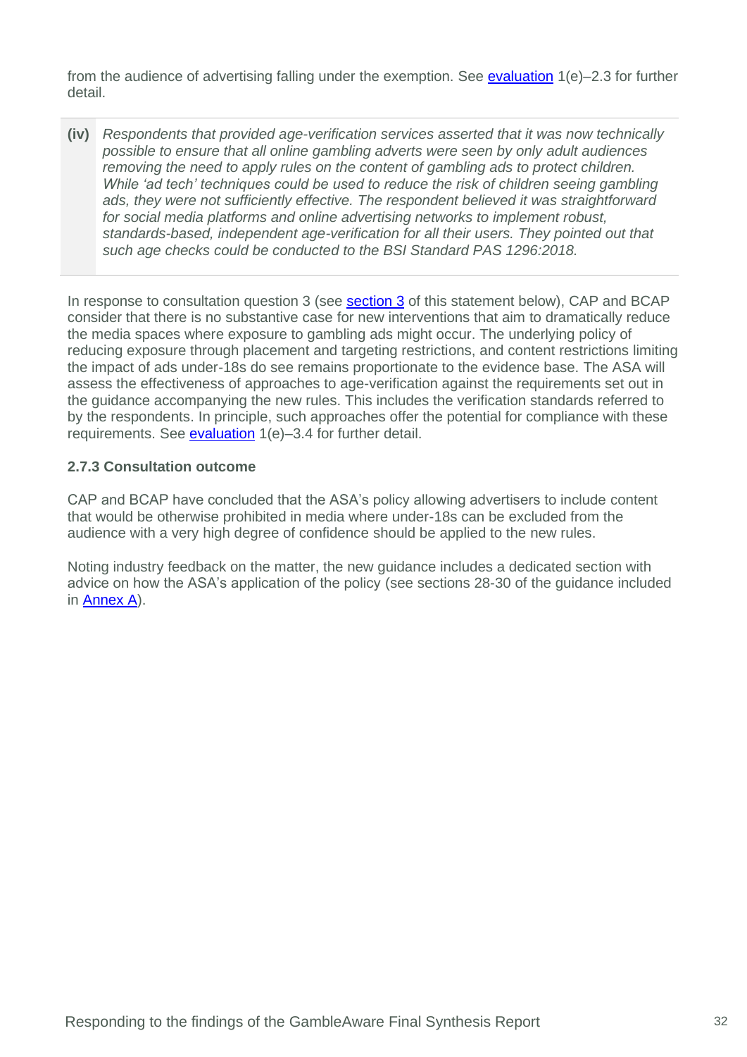from the audience of advertising falling under the exemption. See evaluation 1(e)–2.3 for further detail.

> **(iv)** *Respondents that provided age-verification services asserted that it was now technically possible to ensure that all online gambling adverts were seen by only adult audiences removing the need to apply rules on the content of gambling ads to protect children. While 'ad tech' techniques could be used to reduce the risk of children seeing gambling ads, they were not sufficiently effective. The respondent believed it was straightforward for social media platforms and online advertising networks to implement robust, standards-based, independent age-verification for all their users. They pointed out that such age checks could be conducted to the BSI Standard PAS 1296:2018.*

In response to consultation question 3 (see section 3 of this statement below), CAP and BCAP consider that there is no substantive case for new interventions that aim to dramatically reduce the media spaces where exposure to gambling ads might occur. The underlying policy of reducing exposure through placement and targeting restrictions, and content restrictions limiting the impact of ads under-18s do see remains proportionate to the evidence base. The ASA will assess the effectiveness of approaches to age-verification against the requirements set out in the guidance accompanying the new rules. This includes the verification standards referred to by the respondents. In principle, such approaches offer the potential for compliance with these requirements. See evaluation 1(e)–3.4 for further detail.

### 2.7.3 Consultation outcome

CAP and BCAP have concluded that the ASA's policy allowing advertisers to include content that would be otherwise prohibited in media where under-18s can be excluded from the audience with a very high degree of confidence should be applied to the new rules.

Noting industry feedback on the matter, the new guidance includes a dedicated section with advice on how the ASA's application of the policy (see sections 28-30 of the guidance included in Annex A).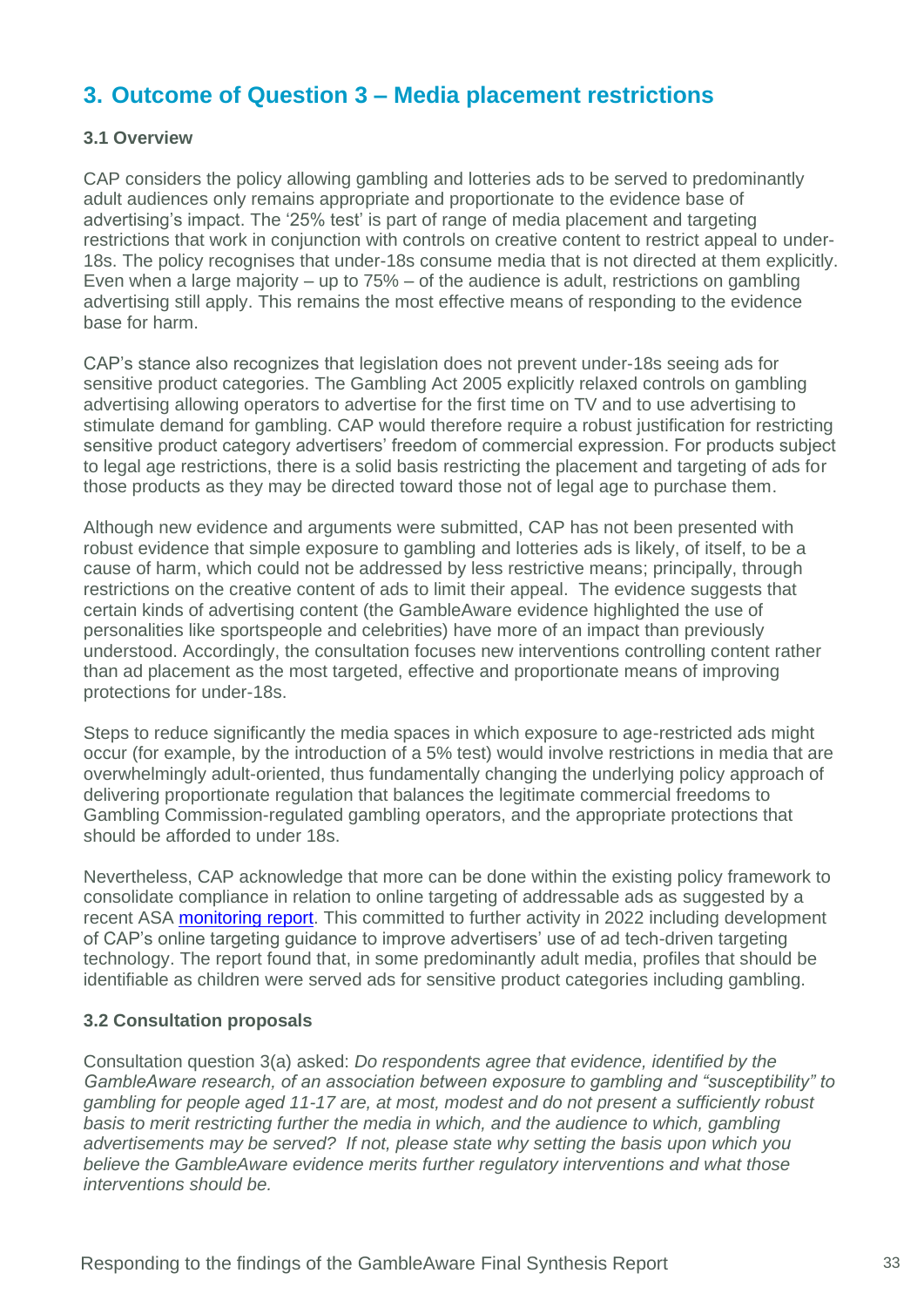## 3. Outcome of Question 3 – Media placement restrictions

### 3.1 Overview

CAP considers the policy allowing gambling and lotteries ads to be served to predominantly adult audiences only remains appropriate and proportionate to the evidence base of advertising's impact. The '25% test' is part of range of media placement and targeting restrictions that work in conjunction with controls on creative content to restrict appeal to under-18s. The policy recognises that under-18s consume media that is not directed at them explicitly. Even when a large majority – up to 75% – of the audience is adult, restrictions on gambling advertising still apply. This remains the most effective means of responding to the evidence base for harm.

CAP's stance also recognizes that legislation does not prevent under-18s seeing ads for sensitive product categories. The Gambling Act 2005 explicitly relaxed controls on gambling advertising allowing operators to advertise for the first time on TV and to use advertising to stimulate demand for gambling. CAP would therefore require a robust justification for restricting sensitive product category advertisers' freedom of commercial expression. For products subject to legal age restrictions, there is a solid basis restricting the placement and targeting of ads for those products as they may be directed toward those not of legal age to purchase them.

Although new evidence and arguments were submitted, CAP has not been presented with robust evidence that simple exposure to gambling and lotteries ads is likely, of itself, to be a cause of harm, which could not be addressed by less restrictive means; principally, through restrictions on the creative content of ads to limit their appeal. The evidence suggests that certain kinds of advertising content (the GambleAware evidence highlighted the use of personalities like sportspeople and celebrities) have more of an impact than previously understood. Accordingly, the consultation focuses new interventions controlling content rather than ad placement as the most targeted, effective and proportionate means of improving protections for under-18s.

Steps to reduce significantly the media spaces in which exposure to age-restricted ads might occur (for example, by the introduction of a 5% test) would involve restrictions in media that are overwhelmingly adult-oriented, thus fundamentally changing the underlying policy approach of delivering proportionate regulation that balances the legitimate commercial freedoms to Gambling Commission-regulated gambling operators, and the appropriate protections that should be afforded to under 18s.

Nevertheless, CAP acknowledge that more can be done within the existing policy framework to consolidate compliance in relation to online targeting of addressable ads as suggested by a recent ASA monitoring report. This committed to further activity in 2022 including development of CAP's online targeting guidance to improve advertisers' use of ad tech-driven targeting technology. The report found that, in some predominantly adult media, profiles that should be identifiable as children were served ads for sensitive product categories including gambling.

### 3.2 Consultation proposals

Consultation question 3(a) asked: *Do respondents agree that evidence, identified by the GambleAware research, of an association between exposure to gambling and "susceptibility" to gambling for people aged 11-17 are, at most, modest and do not present a sufficiently robust basis to merit restricting further the media in which, and the audience to which, gambling advertisements may be served? If not, please state why setting the basis upon which you believe the GambleAware evidence merits further regulatory interventions and what those interventions should be.*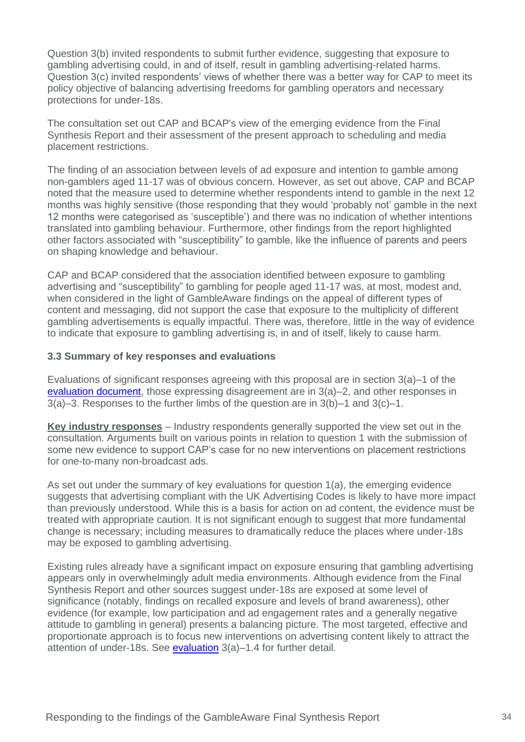Question 3(b) invited respondents to submit further evidence, suggesting that exposure to gambling advertising could, in and of itself, result in gambling advertising-related harms. Question 3(c) invited respondents' views of whether there was a better way for CAP to meet its policy objective of balancing advertising freedoms for gambling operators and necessary protections for under-18s.

The consultation set out CAP and BCAP's view of the emerging evidence from the Final Synthesis Report and their assessment of the present approach to scheduling and media placement restrictions.

The finding of an association between levels of ad exposure and intention to gamble among non-gamblers aged 11-17 was of obvious concern. However, as set out above, CAP and BCAP noted that the measure used to determine whether respondents intend to gamble in the next 12 months was highly sensitive (those responding that they would 'probably not' gamble in the next 12 months were categorised as 'susceptible') and there was no indication of whether intentions translated into gambling behaviour. Furthermore, other findings from the report highlighted other factors associated with "susceptibility" to gamble, like the influence of parents and peers on shaping knowledge and behaviour.

CAP and BCAP considered that the association identified between exposure to gambling advertising and "susceptibility" to gambling for people aged 11-17 was, at most, modest and, when considered in the light of GambleAware findings on the appeal of different types of content and messaging, did not support the case that exposure to the multiplicity of different gambling advertisements is equally impactful. There was, therefore, little in the way of evidence to indicate that exposure to gambling advertising is, in and of itself, likely to cause harm.

### 3.3 Summary of key responses and evaluations

Evaluations of significant responses agreeing with this proposal are in section 3(a)–1 of the evaluation document, those expressing disagreement are in 3(a)–2, and other responses in 3(a)–3. Responses to the further limbs of the question are in 3(b)–1 and 3(c)–1.

**Key industry responses** – Industry respondents generally supported the view set out in the consultation. Arguments built on various points in relation to question 1 with the submission of some new evidence to support CAP's case for no new interventions on placement restrictions for one-to-many non-broadcast ads.

As set out under the summary of key evaluations for question 1(a), the emerging evidence suggests that advertising compliant with the UK Advertising Codes is likely to have more impact than previously understood. While this is a basis for action on ad content, the evidence must be treated with appropriate caution. It is not significant enough to suggest that more fundamental change is necessary; including measures to dramatically reduce the places where under-18s may be exposed to gambling advertising.

Existing rules already have a significant impact on exposure ensuring that gambling advertising appears only in overwhelmingly adult media environments. Although evidence from the Final Synthesis Report and other sources suggest under-18s are exposed at some level of significance (notably, findings on recalled exposure and levels of brand awareness), other evidence (for example, low participation and ad engagement rates and a generally negative attitude to gambling in general) presents a balancing picture. The most targeted, effective and proportionate approach is to focus new interventions on advertising content likely to attract the attention of under-18s. See evaluation 3(a)–1.4 for further detail.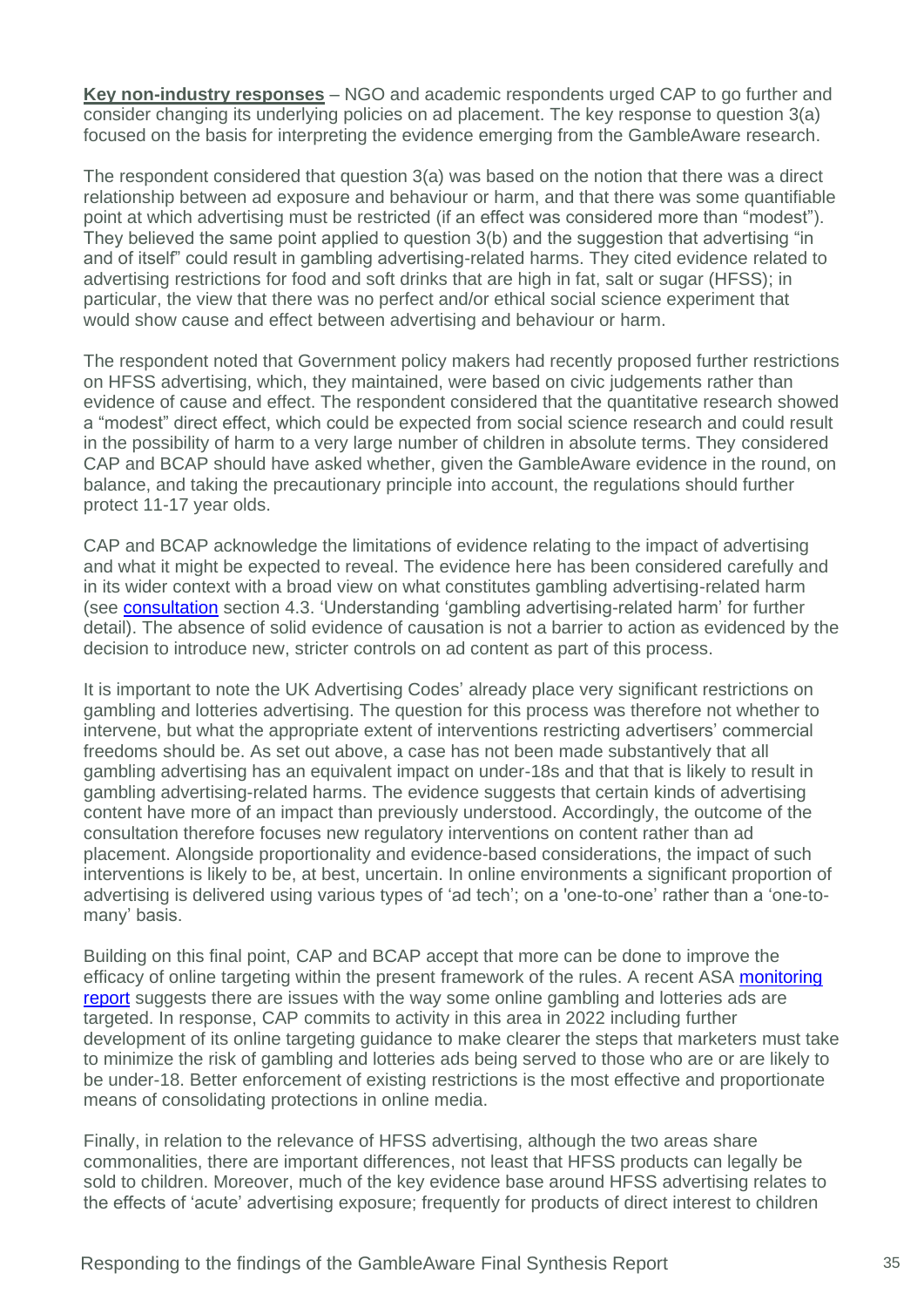**Key non-industry responses** – NGO and academic respondents urged CAP to go further and consider changing its underlying policies on ad placement. The key response to question 3(a) focused on the basis for interpreting the evidence emerging from the GambleAware research.

The respondent considered that question 3(a) was based on the notion that there was a direct relationship between ad exposure and behaviour or harm, and that there was some quantifiable point at which advertising must be restricted (if an effect was considered more than "modest"). They believed the same point applied to question 3(b) and the suggestion that advertising "in and of itself" could result in gambling advertising-related harms. They cited evidence related to advertising restrictions for food and soft drinks that are high in fat, salt or sugar (HFSS); in particular, the view that there was no perfect and/or ethical social science experiment that would show cause and effect between advertising and behaviour or harm.

The respondent noted that Government policy makers had recently proposed further restrictions on HFSS advertising, which, they maintained, were based on civic judgements rather than evidence of cause and effect. The respondent considered that the quantitative research showed a "modest" direct effect, which could be expected from social science research and could result in the possibility of harm to a very large number of children in absolute terms. They considered CAP and BCAP should have asked whether, given the GambleAware evidence in the round, on balance, and taking the precautionary principle into account, the regulations should further protect 11-17 year olds.

CAP and BCAP acknowledge the limitations of evidence relating to the impact of advertising and what it might be expected to reveal. The evidence here has been considered carefully and in its wider context with a broad view on what constitutes gambling advertising-related harm (see consultation section 4.3. 'Understanding 'gambling advertising-related harm' for further detail). The absence of solid evidence of causation is not a barrier to action as evidenced by the decision to introduce new, stricter controls on ad content as part of this process.

It is important to note the UK Advertising Codes' already place very significant restrictions on gambling and lotteries advertising. The question for this process was therefore not whether to intervene, but what the appropriate extent of interventions restricting advertisers' commercial freedoms should be. As set out above, a case has not been made substantively that all gambling advertising has an equivalent impact on under-18s and that that is likely to result in gambling advertising-related harms. The evidence suggests that certain kinds of advertising content have more of an impact than previously understood. Accordingly, the outcome of the consultation therefore focuses new regulatory interventions on content rather than ad placement. Alongside proportionality and evidence-based considerations, the impact of such interventions is likely to be, at best, uncertain. In online environments a significant proportion of advertising is delivered using various types of 'ad tech'; on a 'one-to-one' rather than a 'one-to-many' basis.

Building on this final point, CAP and BCAP accept that more can be done to improve the efficacy of online targeting within the present framework of the rules. A recent ASA monitoring report suggests there are issues with the way some online gambling and lotteries ads are targeted. In response, CAP commits to activity in this area in 2022 including further development of its online targeting guidance to make clearer the steps that marketers must take to minimize the risk of gambling and lotteries ads being served to those who are or are likely to be under-18. Better enforcement of existing restrictions is the most effective and proportionate means of consolidating protections in online media.

Finally, in relation to the relevance of HFSS advertising, although the two areas share commonalities, there are important differences, not least that HFSS products can legally be sold to children. Moreover, much of the key evidence base around HFSS advertising relates to the effects of 'acute' advertising exposure; frequently for products of direct interest to children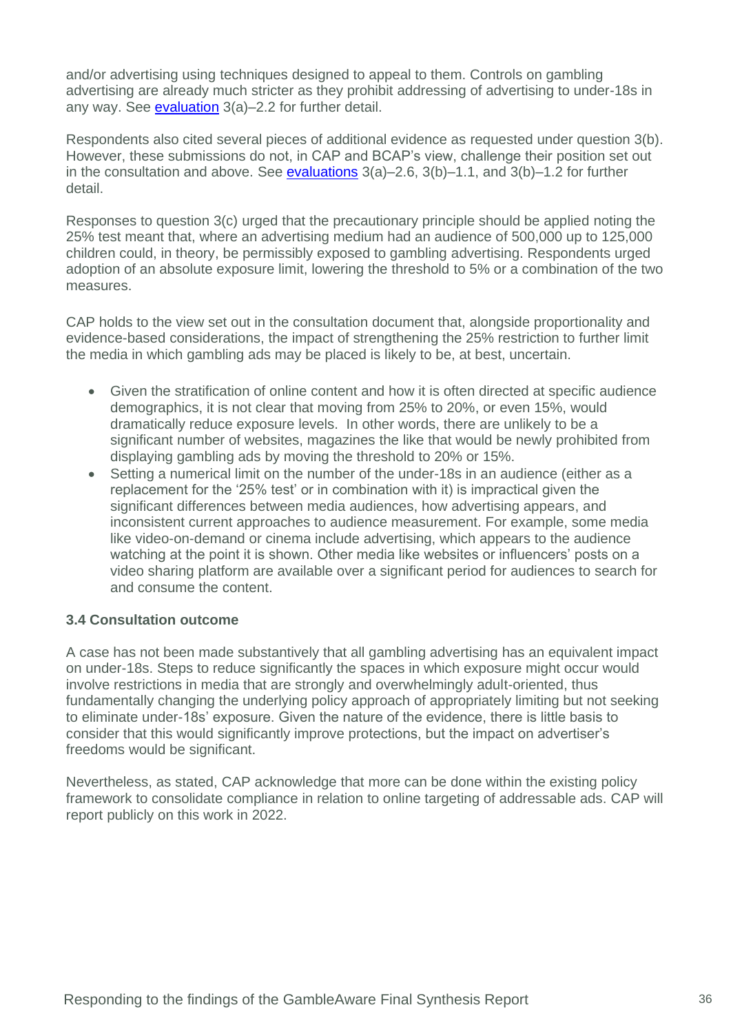and/or advertising using techniques designed to appeal to them. Controls on gambling advertising are already much stricter as they prohibit addressing of advertising to under-18s in any way. See [evaluation](#) 3(a)–2.2 for further detail.

Respondents also cited several pieces of additional evidence as requested under question 3(b). However, these submissions do not, in CAP and BCAP's view, challenge their position set out in the consultation and above. See [evaluations](#) 3(a)–2.6, 3(b)–1.1, and 3(b)–1.2 for further detail.

Responses to question 3(c) urged that the precautionary principle should be applied noting the 25% test meant that, where an advertising medium had an audience of 500,000 up to 125,000 children could, in theory, be permissibly exposed to gambling advertising. Respondents urged adoption of an absolute exposure limit, lowering the threshold to 5% or a combination of the two measures.

CAP holds to the view set out in the consultation document that, alongside proportionality and evidence-based considerations, the impact of strengthening the 25% restriction to further limit the media in which gambling ads may be placed is likely to be, at best, uncertain.

- Given the stratification of online content and how it is often directed at specific audience demographics, it is not clear that moving from 25% to 20%, or even 15%, would dramatically reduce exposure levels. In other words, there are unlikely to be a significant number of websites, magazines the like that would be newly prohibited from displaying gambling ads by moving the threshold to 20% or 15%.
- Setting a numerical limit on the number of the under-18s in an audience (either as a replacement for the '25% test' or in combination with it) is impractical given the significant differences between media audiences, how advertising appears, and inconsistent current approaches to audience measurement. For example, some media like video-on-demand or cinema include advertising, which appears to the audience watching at the point it is shown. Other media like websites or influencers' posts on a video sharing platform are available over a significant period for audiences to search for and consume the content.

### 3.4 Consultation outcome

A case has not been made substantively that all gambling advertising has an equivalent impact on under-18s. Steps to reduce significantly the spaces in which exposure might occur would involve restrictions in media that are strongly and overwhelmingly adult-oriented, thus fundamentally changing the underlying policy approach of appropriately limiting but not seeking to eliminate under-18s' exposure. Given the nature of the evidence, there is little basis to consider that this would significantly improve protections, but the impact on advertiser's freedoms would be significant.

Nevertheless, as stated, CAP acknowledge that more can be done within the existing policy framework to consolidate compliance in relation to online targeting of addressable ads. CAP will report publicly on this work in 2022.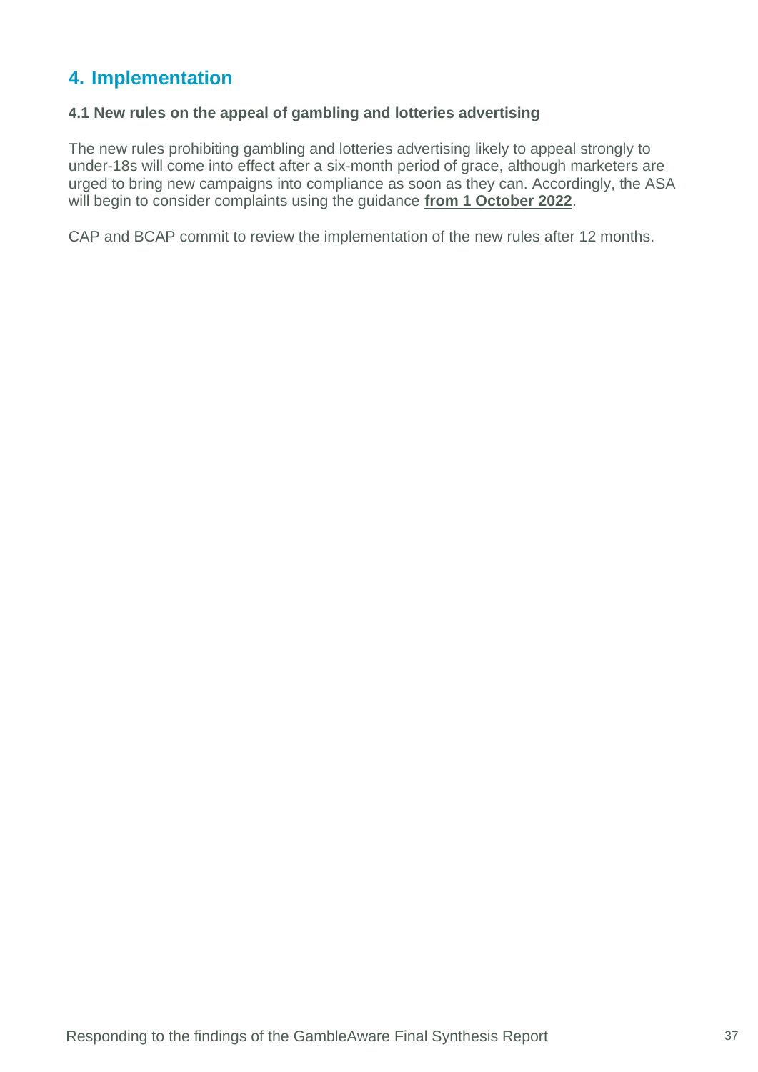# 4. Implementation

### 4.1 New rules on the appeal of gambling and lotteries advertising

The new rules prohibiting gambling and lotteries advertising likely to appeal strongly to under-18s will come into effect after a six-month period of grace, although marketers are urged to bring new campaigns into compliance as soon as they can. Accordingly, the ASA will begin to consider complaints using the guidance **from 1 October 2022**.

CAP and BCAP commit to review the implementation of the new rules after 12 months.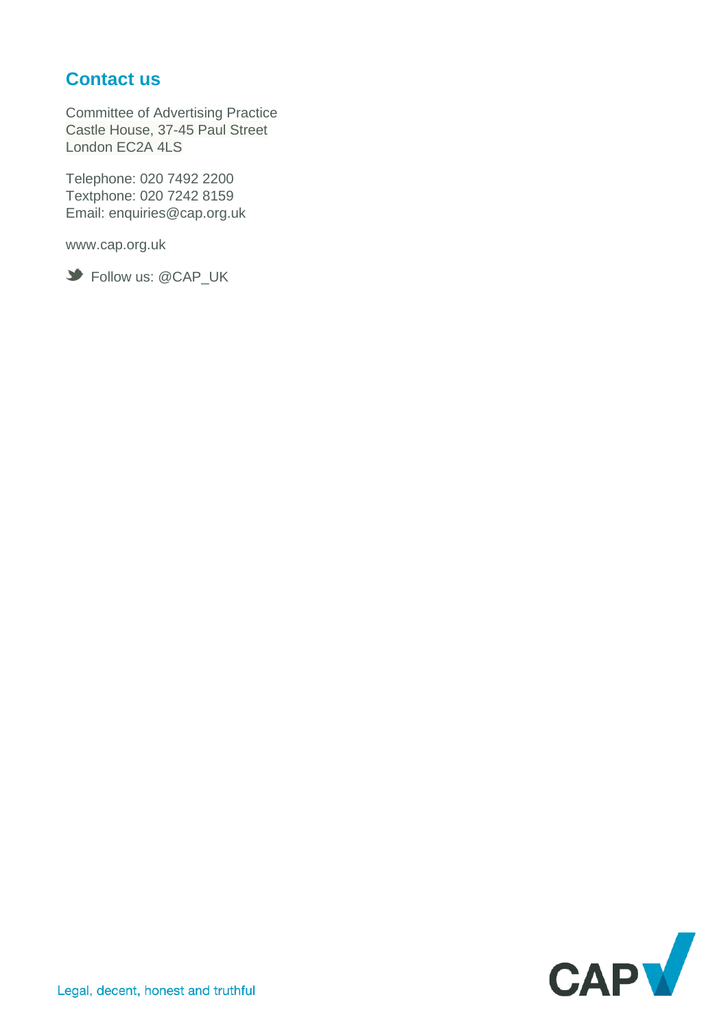## Contact us

Committee of Advertising Practice
Castle House, 37-45 Paul Street
London EC2A 4LS

Telephone: 020 7492 2200
Textphone: 020 7242 8159
Email: enquiries@cap.org.uk

www.cap.org.uk

Follow us: @CAP_UK

Legal, decent, honest and truthful

CAP